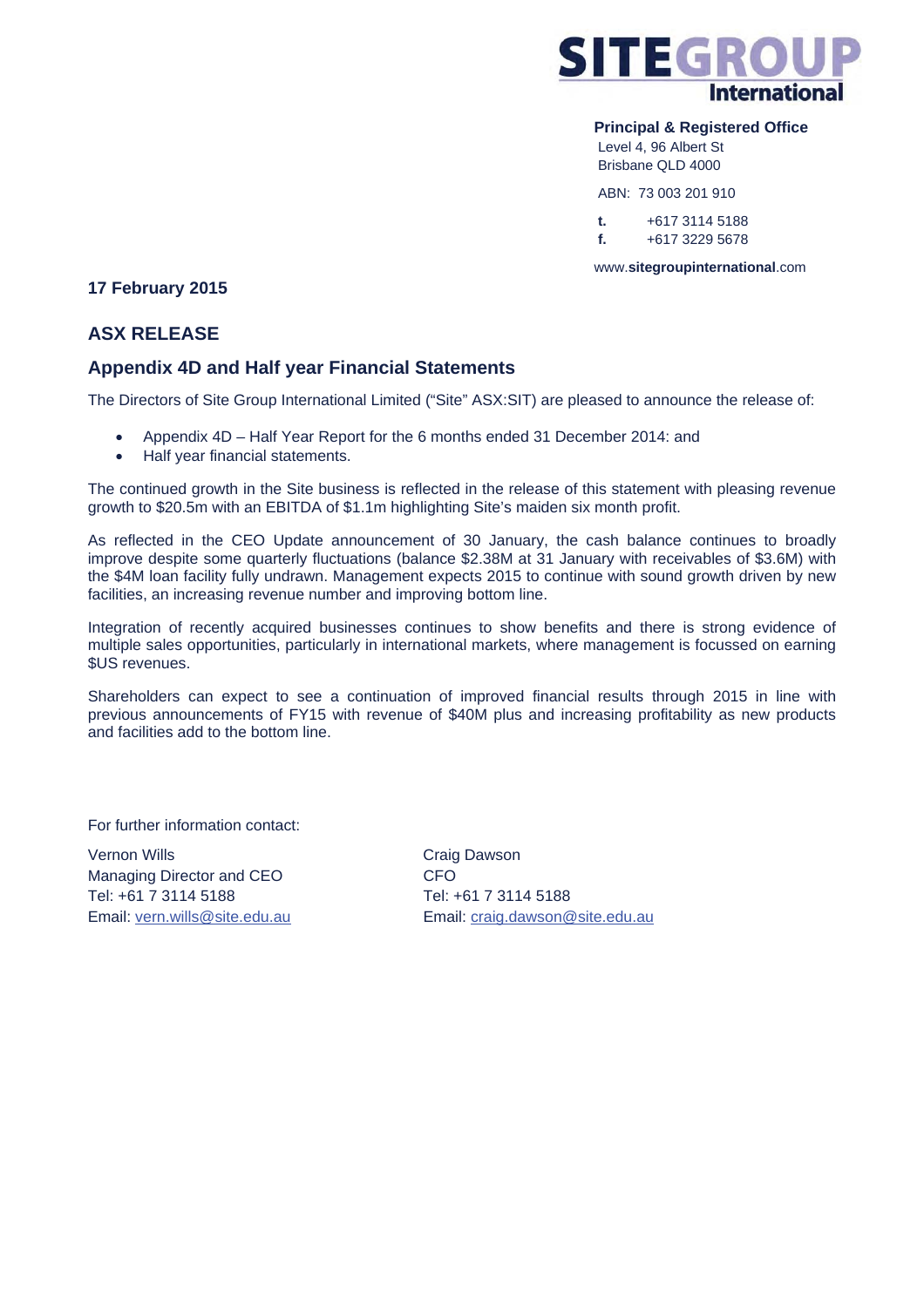SITEGROUP International

**Principal & Registered Office**
Level 4, 96 Albert St
Brisbane QLD 4000

ABN: 73 003 201 910

**t.** +617 3114 5188
**f.** +617 3229 5678

www.**sitegroupinternational**.com

**17 February 2015**

## ASX RELEASE

## Appendix 4D and Half year Financial Statements

The Directors of Site Group International Limited ("Site" ASX:SIT) are pleased to announce the release of:

- Appendix 4D – Half Year Report for the 6 months ended 31 December 2014: and
- Half year financial statements.

The continued growth in the Site business is reflected in the release of this statement with pleasing revenue growth to $20.5m with an EBITDA of $1.1m highlighting Site's maiden six month profit.

As reflected in the CEO Update announcement of 30 January, the cash balance continues to broadly improve despite some quarterly fluctuations (balance $2.38M at 31 January with receivables of $3.6M) with the $4M loan facility fully undrawn. Management expects 2015 to continue with sound growth driven by new facilities, an increasing revenue number and improving bottom line.

Integration of recently acquired businesses continues to show benefits and there is strong evidence of multiple sales opportunities, particularly in international markets, where management is focussed on earning $US revenues.

Shareholders can expect to see a continuation of improved financial results through 2015 in line with previous announcements of FY15 with revenue of $40M plus and increasing profitability as new products and facilities add to the bottom line.

For further information contact:

Vernon Wills
Managing Director and CEO
Tel: +61 7 3114 5188
Email: vern.wills@site.edu.au

Craig Dawson
CFO
Tel: +61 7 3114 5188
Email: craig.dawson@site.edu.au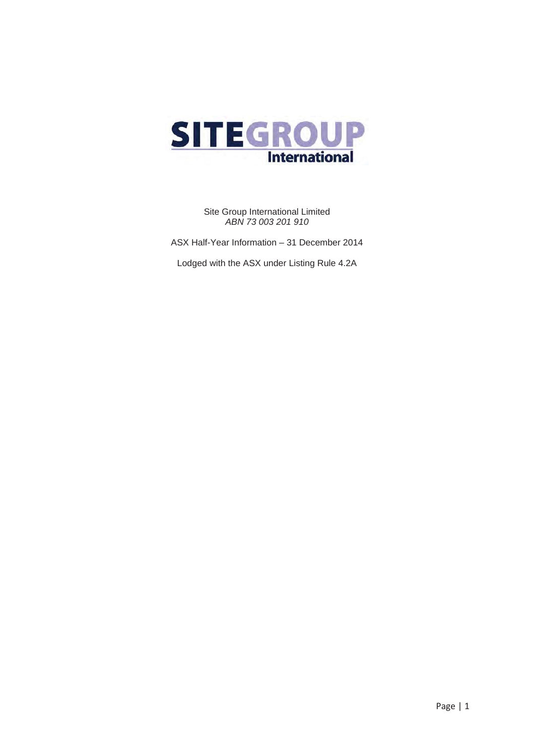# SITEGROUP International

Site Group International Limited
*ABN 73 003 201 910*

ASX Half-Year Information – 31 December 2014

Lodged with the ASX under Listing Rule 4.2A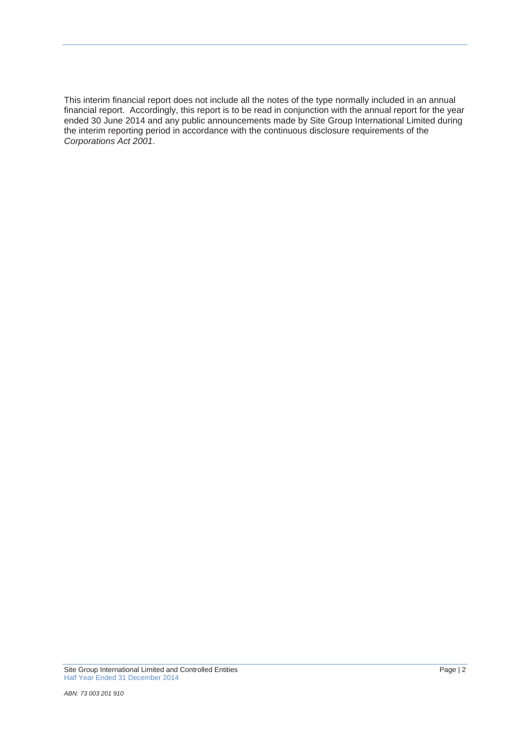This interim financial report does not include all the notes of the type normally included in an annual financial report. Accordingly, this report is to be read in conjunction with the annual report for the year ended 30 June 2014 and any public announcements made by Site Group International Limited during the interim reporting period in accordance with the continuous disclosure requirements of the *Corporations Act 2001*.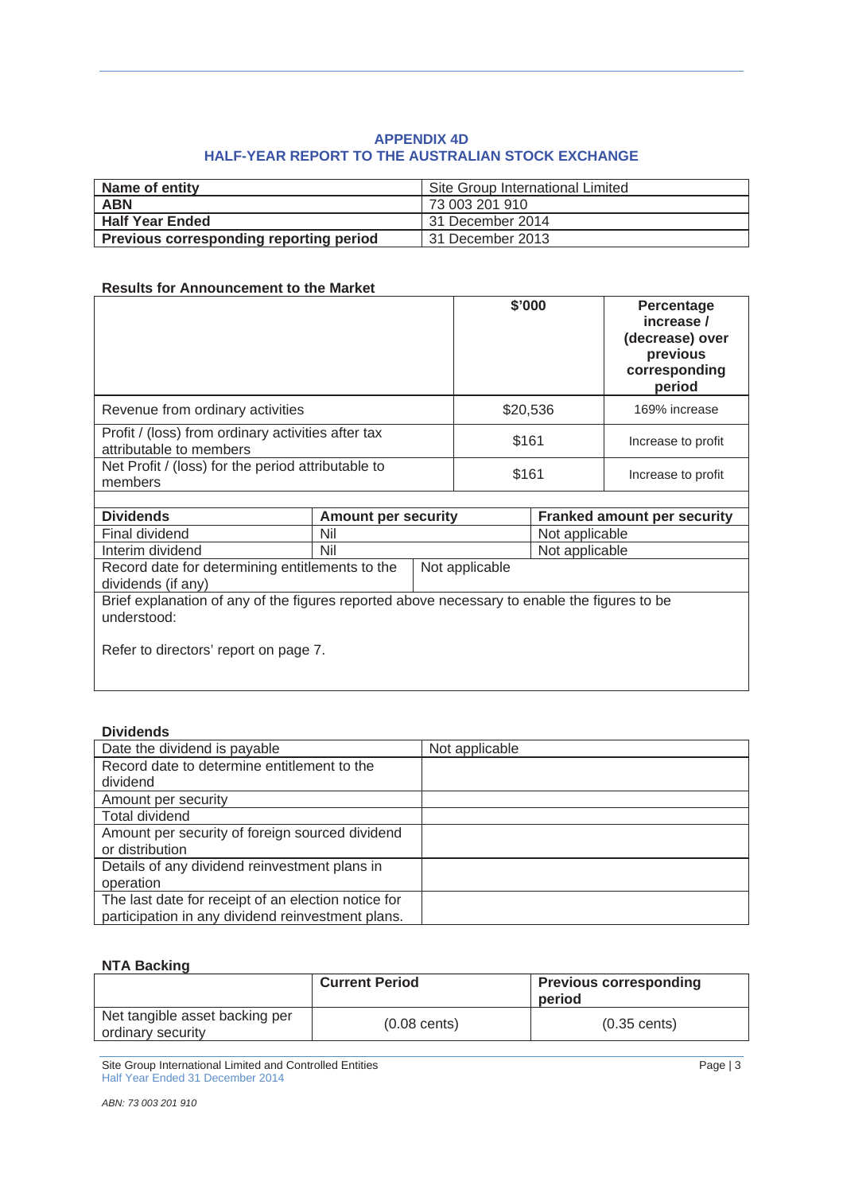## APPENDIX 4D
## HALF-YEAR REPORT TO THE AUSTRALIAN STOCK EXCHANGE

| **Name of entity** | Site Group International Limited |
|---|---|
| **ABN** | 73 003 201 910 |
| **Half Year Ended** | 31 December 2014 |
| **Previous corresponding reporting period** | 31 December 2013 |

**Results for Announcement to the Market**

| | **$'000** | **Percentage increase / (decrease) over previous corresponding period** |
|---|---|---|
| Revenue from ordinary activities | $20,536 | 169% increase |
| Profit / (loss) from ordinary activities after tax attributable to members | $161 | Increase to profit |
| Net Profit / (loss) for the period attributable to members | $161 | Increase to profit |

| **Dividends** | **Amount per security** | **Franked amount per security** |
|---|---|---|
| Final dividend | Nil | Not applicable |
| Interim dividend | Nil | Not applicable |
| Record date for determining entitlements to the dividends (if any) | Not applicable | |

Brief explanation of any of the figures reported above necessary to enable the figures to be understood:

Refer to directors' report on page 7.

**Dividends**

| Date the dividend is payable | Not applicable |
|---|---|
| Record date to determine entitlement to the dividend | |
| Amount per security | |
| Total dividend | |
| Amount per security of foreign sourced dividend or distribution | |
| Details of any dividend reinvestment plans in operation | |
| The last date for receipt of an election notice for participation in any dividend reinvestment plans. | |

**NTA Backing**

| | **Current Period** | **Previous corresponding period** |
|---|---|---|
| Net tangible asset backing per ordinary security | (0.08 cents) | (0.35 cents) |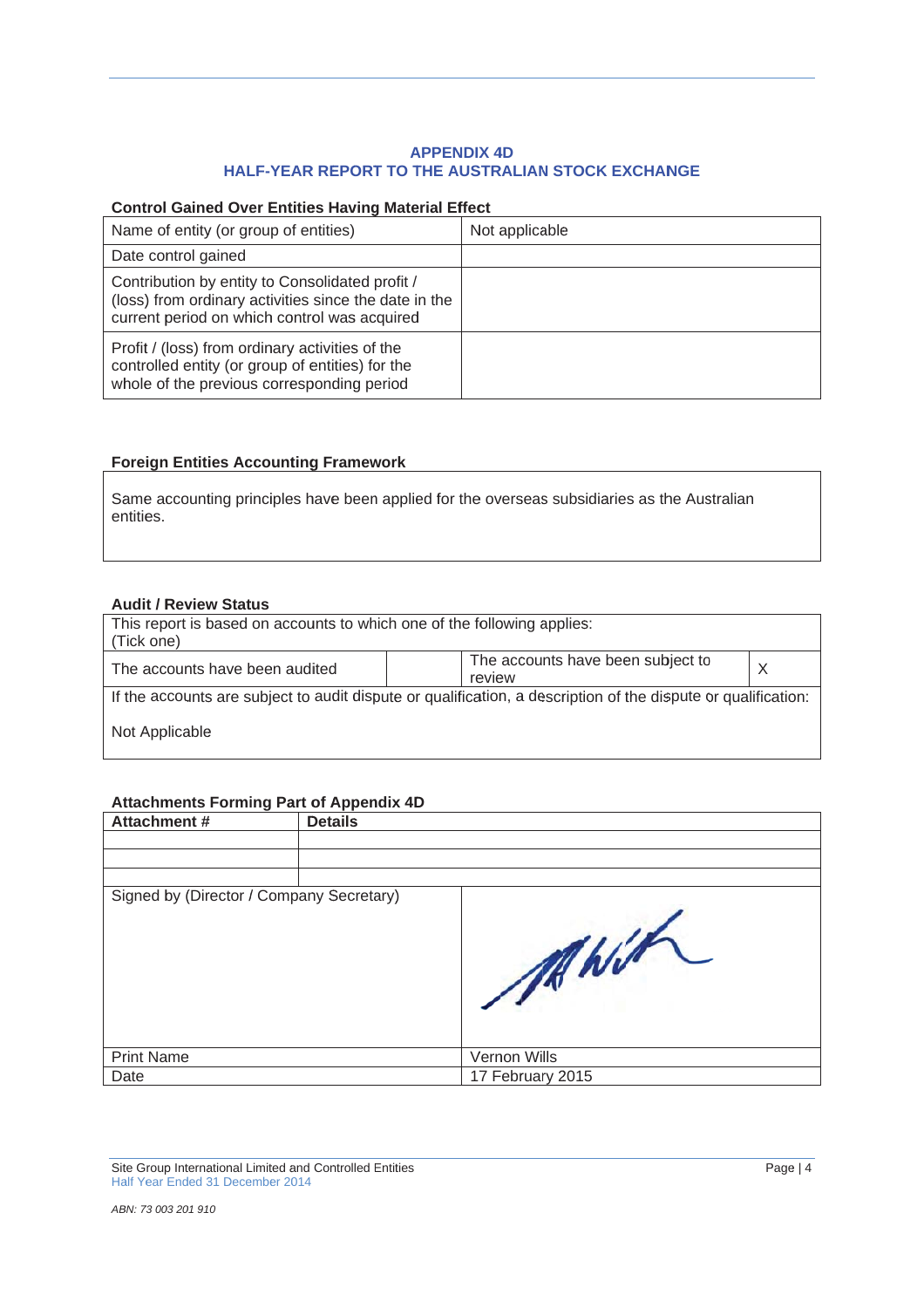## APPENDIX 4D
## HALF-YEAR REPORT TO THE AUSTRALIAN STOCK EXCHANGE

**Control Gained Over Entities Having Material Effect**

| Name of entity (or group of entities) | Not applicable |
|---|---|
| Date control gained | |
| Contribution by entity to Consolidated profit / (loss) from ordinary activities since the date in the current period on which control was acquired | |
| Profit / (loss) from ordinary activities of the controlled entity (or group of entities) for the whole of the previous corresponding period | |

**Foreign Entities Accounting Framework**

Same accounting principles have been applied for the overseas subsidiaries as the Australian entities.

**Audit / Review Status**

This report is based on accounts to which one of the following applies:
(Tick one)

| The accounts have been audited | | The accounts have been subject to review | X |
|---|---|---|---|

If the accounts are subject to audit dispute or qualification, a description of the dispute or qualification:

Not Applicable

**Attachments Forming Part of Appendix 4D**

| Attachment # | Details |
|---|---|
| | |
| | |
| | |

| Signed by (Director / Company Secretary) | [signature] |
|---|---|
| Print Name | Vernon Wills |
| Date | 17 February 2015 |

Site Group International Limited and Controlled Entities
Half Year Ended 31 December 2014

*ABN: 73 003 201 910*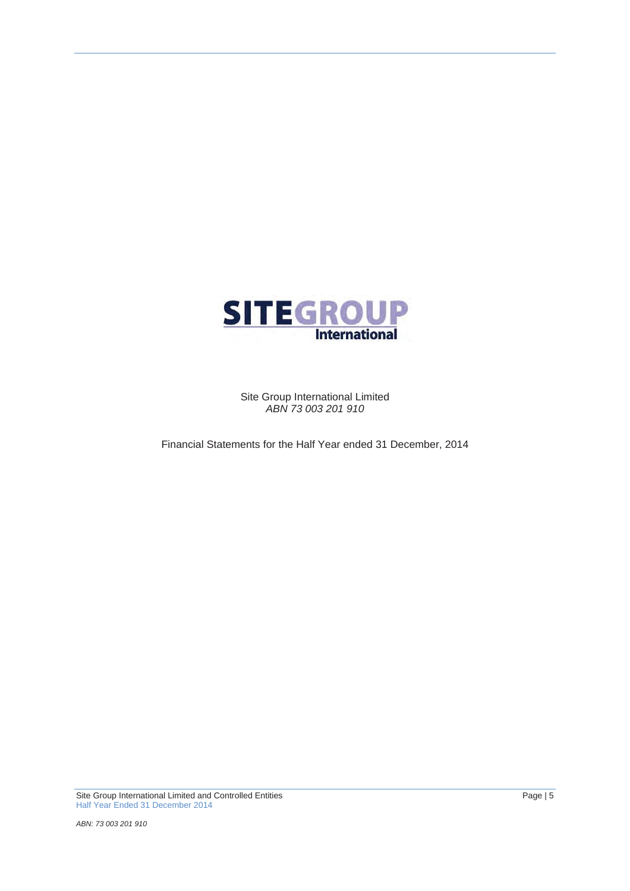SITEGROUP International

Site Group International Limited
*ABN 73 003 201 910*

Financial Statements for the Half Year ended 31 December, 2014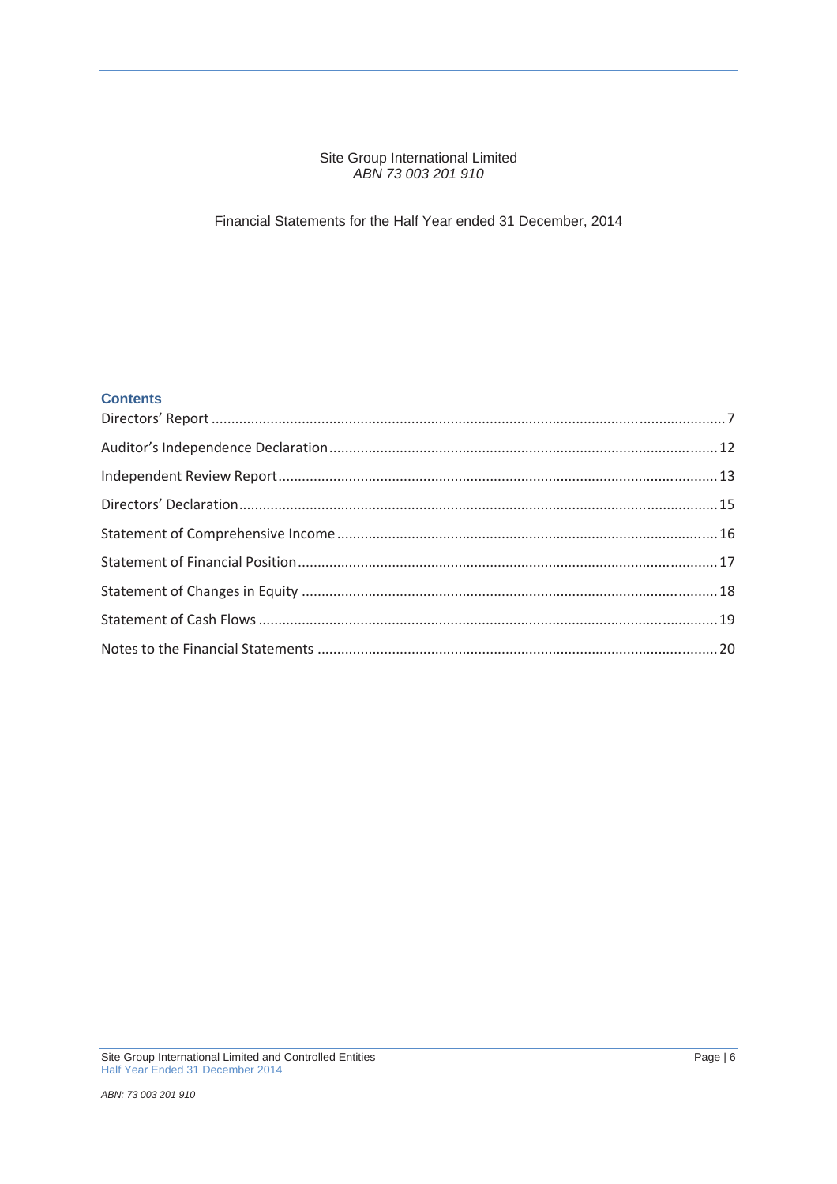Site Group International Limited
*ABN 73 003 201 910*

Financial Statements for the Half Year ended 31 December, 2014

## Contents

| | |
|---|---|
| Directors' Report | 7 |
| Auditor's Independence Declaration | 12 |
| Independent Review Report | 13 |
| Directors' Declaration | 15 |
| Statement of Comprehensive Income | 16 |
| Statement of Financial Position | 17 |
| Statement of Changes in Equity | 18 |
| Statement of Cash Flows | 19 |
| Notes to the Financial Statements | 20 |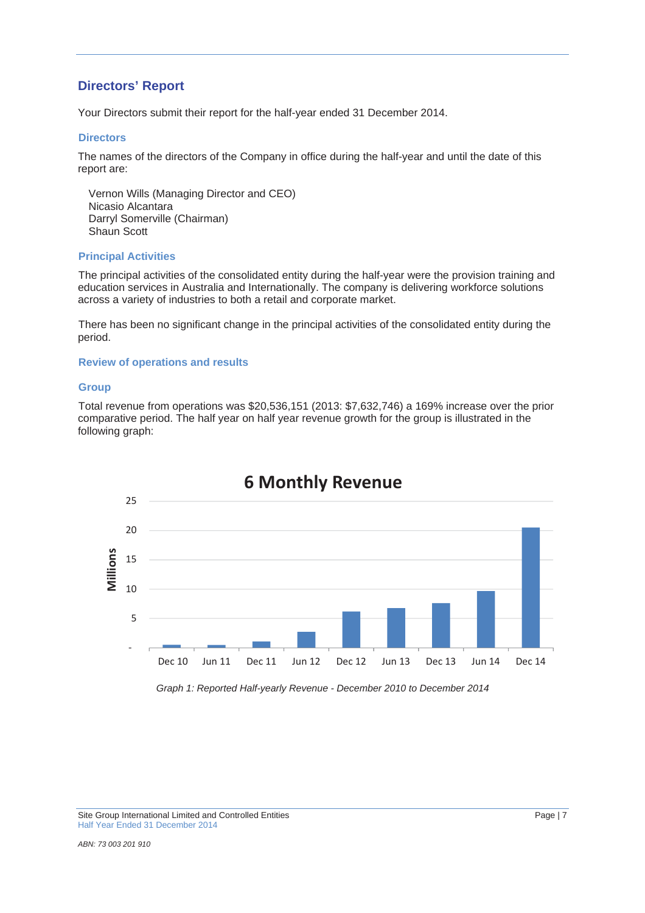## Directors' Report

Your Directors submit their report for the half-year ended 31 December 2014.

### Directors

The names of the directors of the Company in office during the half-year and until the date of this report are:

Vernon Wills (Managing Director and CEO)
Nicasio Alcantara
Darryl Somerville (Chairman)
Shaun Scott

### Principal Activities

The principal activities of the consolidated entity during the half-year were the provision training and education services in Australia and Internationally. The company is delivering workforce solutions across a variety of industries to both a retail and corporate market.

There has been no significant change in the principal activities of the consolidated entity during the period.

### Review of operations and results

### Group

Total revenue from operations was $20,536,151 (2013: $7,632,746) a 169% increase over the prior comparative period. The half year on half year revenue growth for the group is illustrated in the following graph:

**6 Monthly Revenue**

Millions

25
20
15
10
5
-

Dec 10 | Jun 11 | Dec 11 | Jun 12 | Dec 12 | Jun 13 | Dec 13 | Jun 14 | Dec 14

*Graph 1: Reported Half-yearly Revenue - December 2010 to December 2014*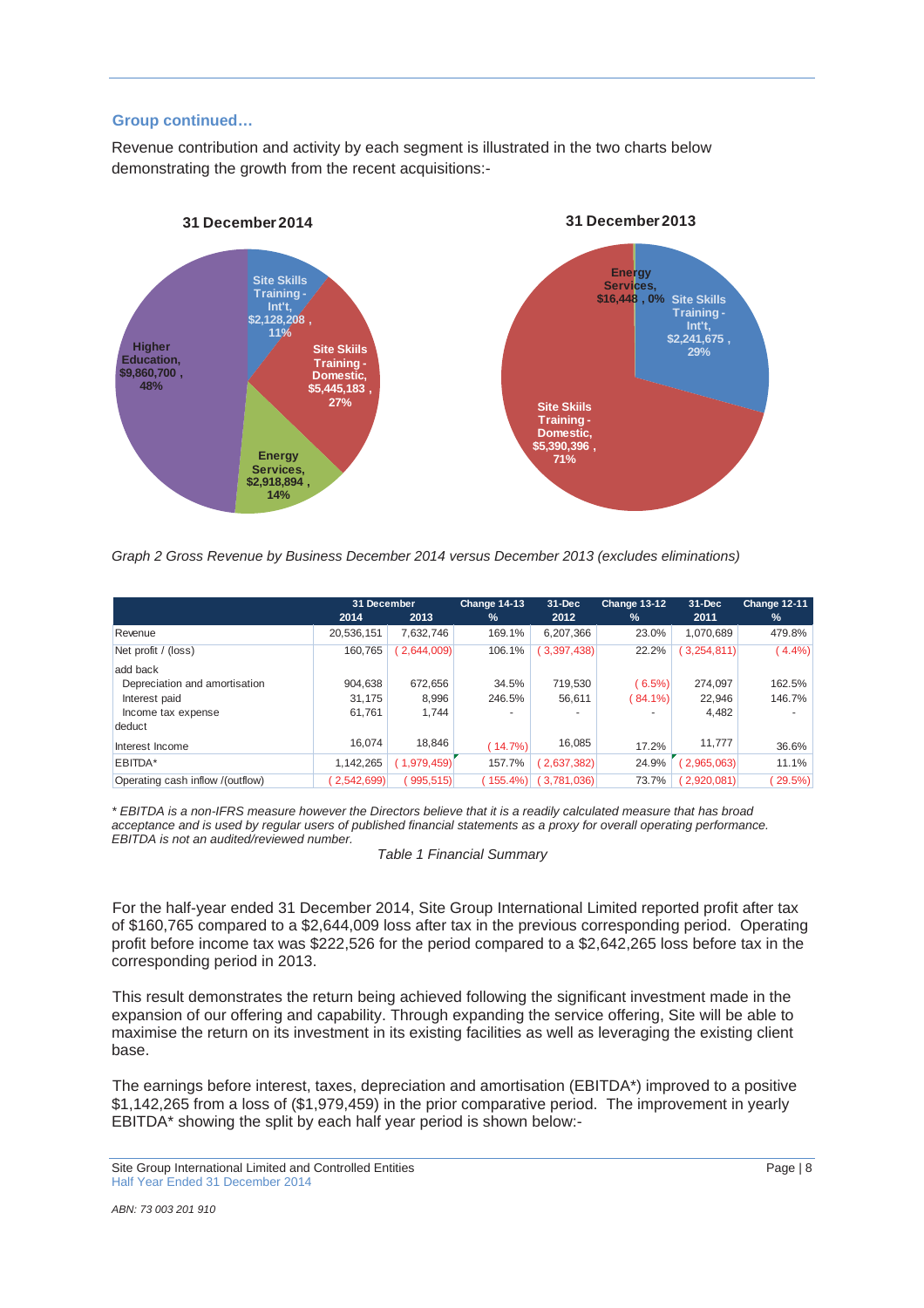### Group continued…

Revenue contribution and activity by each segment is illustrated in the two charts below demonstrating the growth from the recent acquisitions:-

**31 December 2014**

- Site Skills Training - Int't, $2,128,208 , 11%
- Site Skills Training - Domestic, $5,445,183 , 27%
- Energy Services, $2,918,894 , 14%
- Higher Education, $9,860,700 , 48%

**31 December 2013**

- Energy Services, $16,448 , 0%
- Site Skills Training - Int't, $2,241,675 , 29%
- Site Skills Training - Domestic, $5,390,396 , 71%

*Graph 2 Gross Revenue by Business December 2014 versus December 2013 (excludes eliminations)*

| | 31 December 2014 | 31 December 2013 | Change 14-13 % | 31-Dec 2012 | Change 13-12 % | 31-Dec 2011 | Change 12-11 % |
|---|---|---|---|---|---|---|---|
| Revenue | 20,536,151 | 7,632,746 | 169.1% | 6,207,366 | 23.0% | 1,070,689 | 479.8% |
| Net profit / (loss) | 160,765 | ( 2,644,009) | 106.1% | ( 3,397,438) | 22.2% | ( 3,254,811) | ( 4.4%) |
| add back | | | | | | | |
| Depreciation and amortisation | 904,638 | 672,656 | 34.5% | 719,530 | ( 6.5%) | 274,097 | 162.5% |
| Interest paid | 31,175 | 8,996 | 246.5% | 56,611 | ( 84.1%) | 22,946 | 146.7% |
| Income tax expense | 61,761 | 1,744 | - | - | - | 4,482 | - |
| deduct | | | | | | | |
| Interest Income | 16,074 | 18,846 | ( 14.7%) | 16,085 | 17.2% | 11,777 | 36.6% |
| EBITDA* | 1,142,265 | ( 1,979,459) | 157.7% | ( 2,637,382) | 24.9% | ( 2,965,063) | 11.1% |
| Operating cash inflow /(outflow) | ( 2,542,699) | ( 995,515) | ( 155.4%) | ( 3,781,036) | 73.7% | ( 2,920,081) | ( 29.5%) |

*\* EBITDA is a non-IFRS measure however the Directors believe that it is a readily calculated measure that has broad acceptance and is used by regular users of published financial statements as a proxy for overall operating performance. EBITDA is not an audited/reviewed number.*

*Table 1 Financial Summary*

For the half-year ended 31 December 2014, Site Group International Limited reported profit after tax of $160,765 compared to a $2,644,009 loss after tax in the previous corresponding period. Operating profit before income tax was $222,526 for the period compared to a $2,642,265 loss before tax in the corresponding period in 2013.

This result demonstrates the return being achieved following the significant investment made in the expansion of our offering and capability. Through expanding the service offering, Site will be able to maximise the return on its investment in its existing facilities as well as leveraging the existing client base.

The earnings before interest, taxes, depreciation and amortisation (EBITDA*) improved to a positive $1,142,265 from a loss of ($1,979,459) in the prior comparative period. The improvement in yearly EBITDA* showing the split by each half year period is shown below:-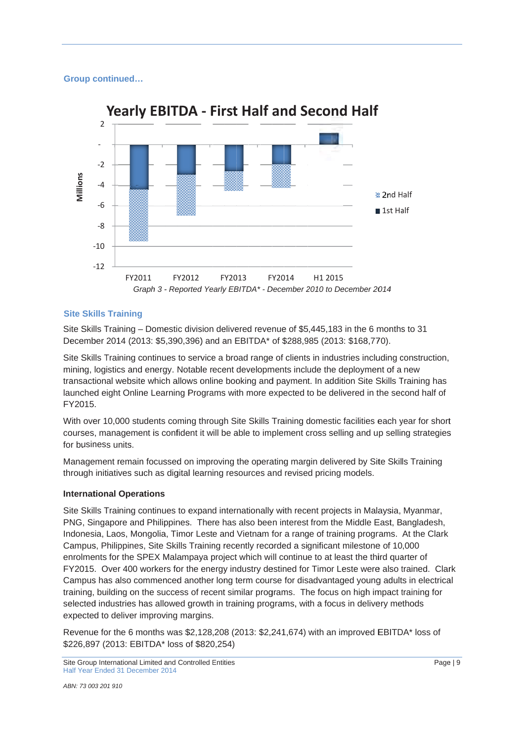**Group continued…**

Graph 3 - Reported Yearly EBITDA* - December 2010 to December 2014

## Site Skills Training

Site Skills Training – Domestic division delivered revenue of $5,445,183 in the 6 months to 31 December 2014 (2013: $5,390,396) and an EBITDA* of $288,985 (2013: $168,770).

Site Skills Training continues to service a broad range of clients in industries including construction, mining, logistics and energy. Notable recent developments include the deployment of a new transactional website which allows online booking and payment. In addition Site Skills Training has launched eight Online Learning Programs with more expected to be delivered in the second half of FY2015.

With over 10,000 students coming through Site Skills Training domestic facilities each year for short courses, management is confident it will be able to implement cross selling and up selling strategies for business units.

Management remain focussed on improving the operating margin delivered by Site Skills Training through initiatives such as digital learning resources and revised pricing models.

### International Operations

Site Skills Training continues to expand internationally with recent projects in Malaysia, Myanmar, PNG, Singapore and Philippines. There has also been interest from the Middle East, Bangladesh, Indonesia, Laos, Mongolia, Timor Leste and Vietnam for a range of training programs. At the Clark Campus, Philippines, Site Skills Training recently recorded a significant milestone of 10,000 enrolments for the SPEX Malampaya project which will continue to at least the third quarter of FY2015. Over 400 workers for the energy industry destined for Timor Leste were also trained. Clark Campus has also commenced another long term course for disadvantaged young adults in electrical training, building on the success of recent similar programs. The focus on high impact training for selected industries has allowed growth in training programs, with a focus in delivery methods expected to deliver improving margins.

Revenue for the 6 months was $2,128,208 (2013: $2,241,674) with an improved EBITDA* loss of $226,897 (2013: EBITDA* loss of $820,254)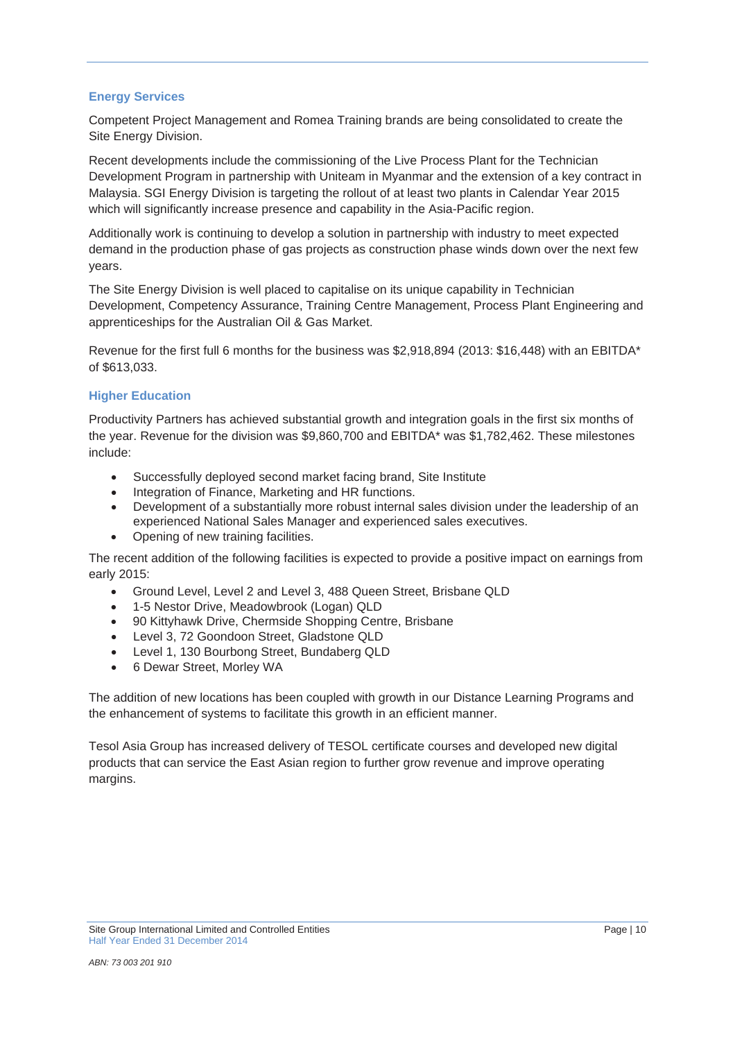### Energy Services

Competent Project Management and Romea Training brands are being consolidated to create the Site Energy Division.

Recent developments include the commissioning of the Live Process Plant for the Technician Development Program in partnership with Uniteam in Myanmar and the extension of a key contract in Malaysia. SGI Energy Division is targeting the rollout of at least two plants in Calendar Year 2015 which will significantly increase presence and capability in the Asia-Pacific region.

Additionally work is continuing to develop a solution in partnership with industry to meet expected demand in the production phase of gas projects as construction phase winds down over the next few years.

The Site Energy Division is well placed to capitalise on its unique capability in Technician Development, Competency Assurance, Training Centre Management, Process Plant Engineering and apprenticeships for the Australian Oil & Gas Market.

Revenue for the first full 6 months for the business was $2,918,894 (2013: $16,448) with an EBITDA* of $613,033.

### Higher Education

Productivity Partners has achieved substantial growth and integration goals in the first six months of the year. Revenue for the division was $9,860,700 and EBITDA* was $1,782,462. These milestones include:

- Successfully deployed second market facing brand, Site Institute
- Integration of Finance, Marketing and HR functions.
- Development of a substantially more robust internal sales division under the leadership of an experienced National Sales Manager and experienced sales executives.
- Opening of new training facilities.

The recent addition of the following facilities is expected to provide a positive impact on earnings from early 2015:

- Ground Level, Level 2 and Level 3, 488 Queen Street, Brisbane QLD
- 1-5 Nestor Drive, Meadowbrook (Logan) QLD
- 90 Kittyhawk Drive, Chermside Shopping Centre, Brisbane
- Level 3, 72 Goondoon Street, Gladstone QLD
- Level 1, 130 Bourbong Street, Bundaberg QLD
- 6 Dewar Street, Morley WA

The addition of new locations has been coupled with growth in our Distance Learning Programs and the enhancement of systems to facilitate this growth in an efficient manner.

Tesol Asia Group has increased delivery of TESOL certificate courses and developed new digital products that can service the East Asian region to further grow revenue and improve operating margins.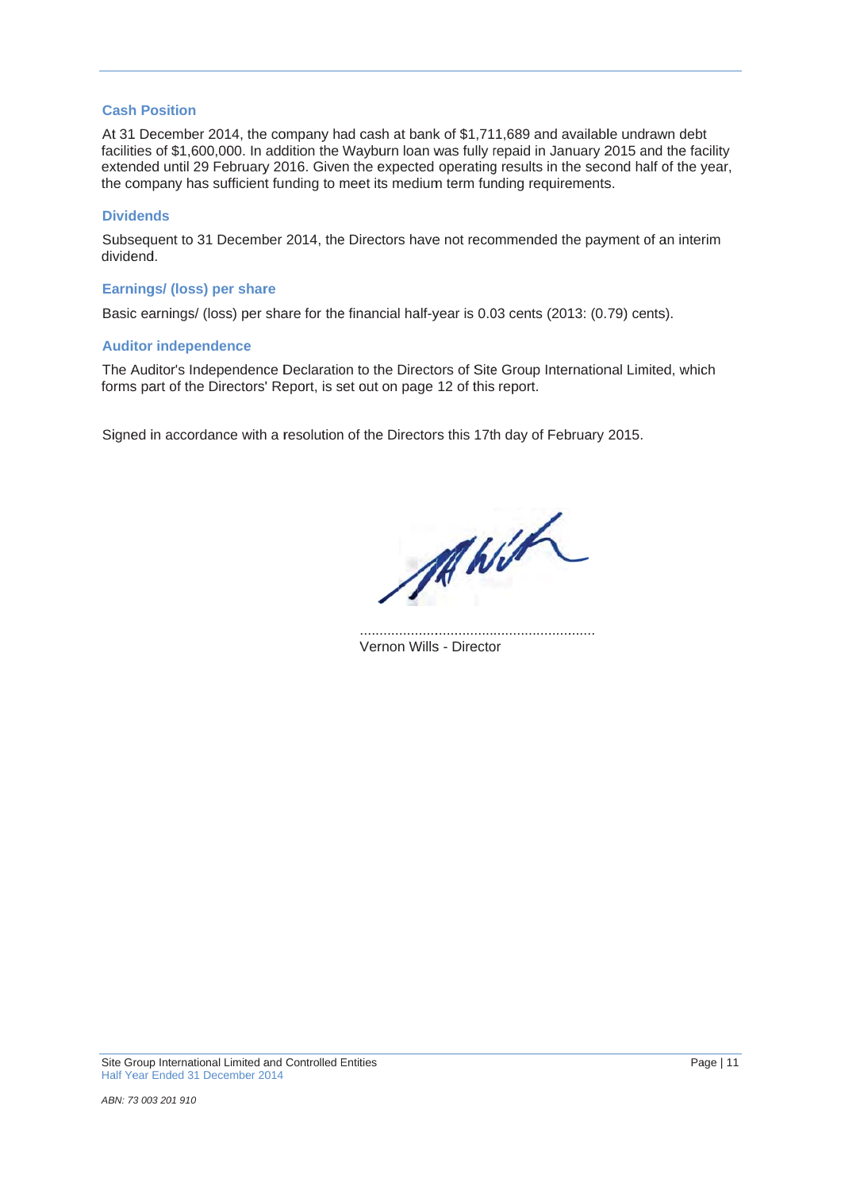### Cash Position

At 31 December 2014, the company had cash at bank of $1,711,689 and available undrawn debt facilities of $1,600,000. In addition the Wayburn loan was fully repaid in January 2015 and the facility extended until 29 February 2016. Given the expected operating results in the second half of the year, the company has sufficient funding to meet its medium term funding requirements.

### Dividends

Subsequent to 31 December 2014, the Directors have not recommended the payment of an interim dividend.

### Earnings/ (loss) per share

Basic earnings/ (loss) per share for the financial half-year is 0.03 cents (2013: (0.79) cents).

### Auditor independence

The Auditor's Independence Declaration to the Directors of Site Group International Limited, which forms part of the Directors' Report, is set out on page 12 of this report.

Signed in accordance with a resolution of the Directors this 17th day of February 2015.

............................................................
Vernon Wills - Director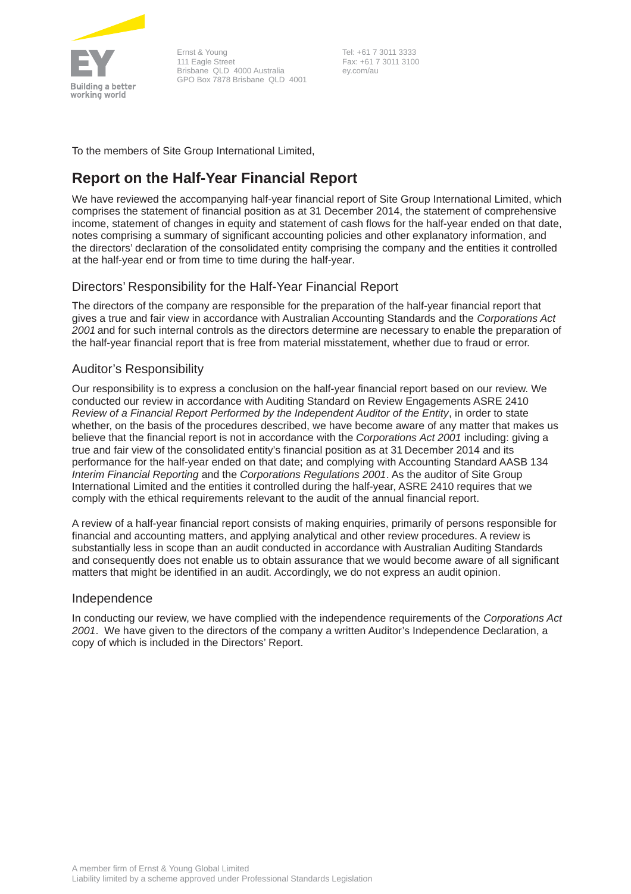Ernst & Young
111 Eagle Street
Brisbane QLD 4000 Australia
GPO Box 7878 Brisbane QLD 4001

Tel: +61 7 3011 3333
Fax: +61 7 3011 3100
ey.com/au

To the members of Site Group International Limited,

## Report on the Half-Year Financial Report

We have reviewed the accompanying half-year financial report of Site Group International Limited, which comprises the statement of financial position as at 31 December 2014, the statement of comprehensive income, statement of changes in equity and statement of cash flows for the half-year ended on that date, notes comprising a summary of significant accounting policies and other explanatory information, and the directors' declaration of the consolidated entity comprising the company and the entities it controlled at the half-year end or from time to time during the half-year.

### Directors' Responsibility for the Half-Year Financial Report

The directors of the company are responsible for the preparation of the half-year financial report that gives a true and fair view in accordance with Australian Accounting Standards and the *Corporations Act 2001* and for such internal controls as the directors determine are necessary to enable the preparation of the half-year financial report that is free from material misstatement, whether due to fraud or error.

### Auditor's Responsibility

Our responsibility is to express a conclusion on the half-year financial report based on our review. We conducted our review in accordance with Auditing Standard on Review Engagements ASRE 2410 *Review of a Financial Report Performed by the Independent Auditor of the Entity*, in order to state whether, on the basis of the procedures described, we have become aware of any matter that makes us believe that the financial report is not in accordance with the *Corporations Act 2001* including: giving a true and fair view of the consolidated entity's financial position as at 31 December 2014 and its performance for the half-year ended on that date; and complying with Accounting Standard AASB 134 *Interim Financial Reporting* and the *Corporations Regulations 2001*. As the auditor of Site Group International Limited and the entities it controlled during the half-year, ASRE 2410 requires that we comply with the ethical requirements relevant to the audit of the annual financial report.

A review of a half-year financial report consists of making enquiries, primarily of persons responsible for financial and accounting matters, and applying analytical and other review procedures. A review is substantially less in scope than an audit conducted in accordance with Australian Auditing Standards and consequently does not enable us to obtain assurance that we would become aware of all significant matters that might be identified in an audit. Accordingly, we do not express an audit opinion.

### Independence

In conducting our review, we have complied with the independence requirements of the *Corporations Act 2001*. We have given to the directors of the company a written Auditor's Independence Declaration, a copy of which is included in the Directors' Report.

A member firm of Ernst & Young Global Limited
Liability limited by a scheme approved under Professional Standards Legislation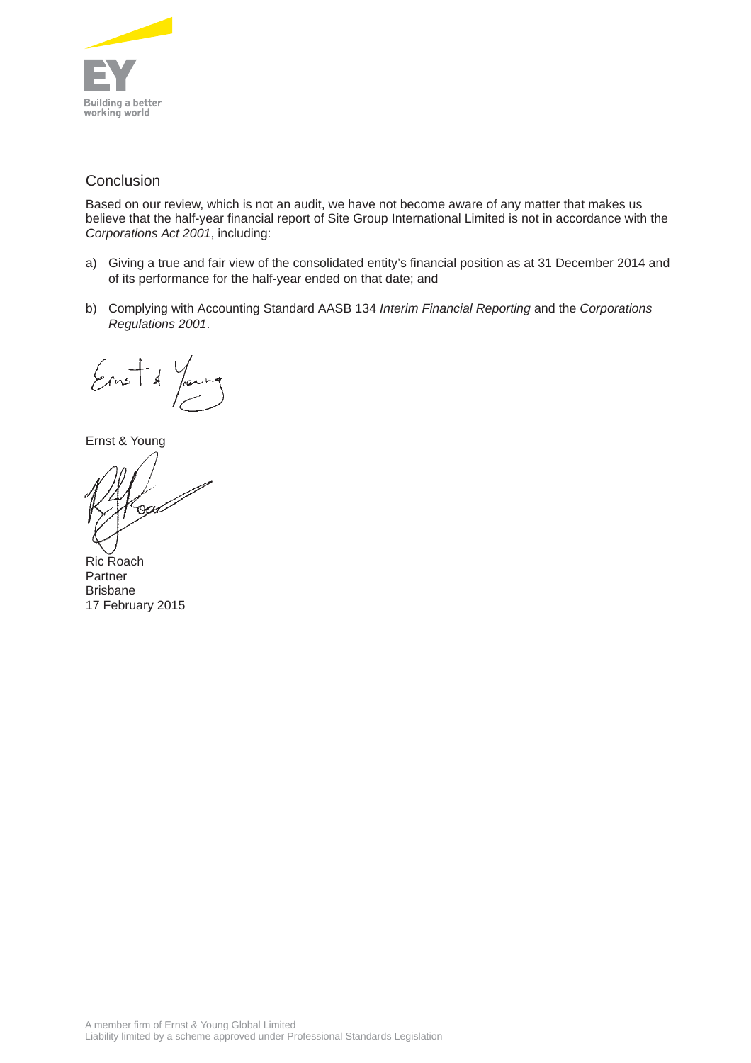## Conclusion

Based on our review, which is not an audit, we have not become aware of any matter that makes us believe that the half-year financial report of Site Group International Limited is not in accordance with the *Corporations Act 2001*, including:

a) Giving a true and fair view of the consolidated entity's financial position as at 31 December 2014 and of its performance for the half-year ended on that date; and

b) Complying with Accounting Standard AASB 134 *Interim Financial Reporting* and the *Corporations Regulations 2001*.

Ernst & Young

Ric Roach
Partner
Brisbane
17 February 2015

A member firm of Ernst & Young Global Limited
Liability limited by a scheme approved under Professional Standards Legislation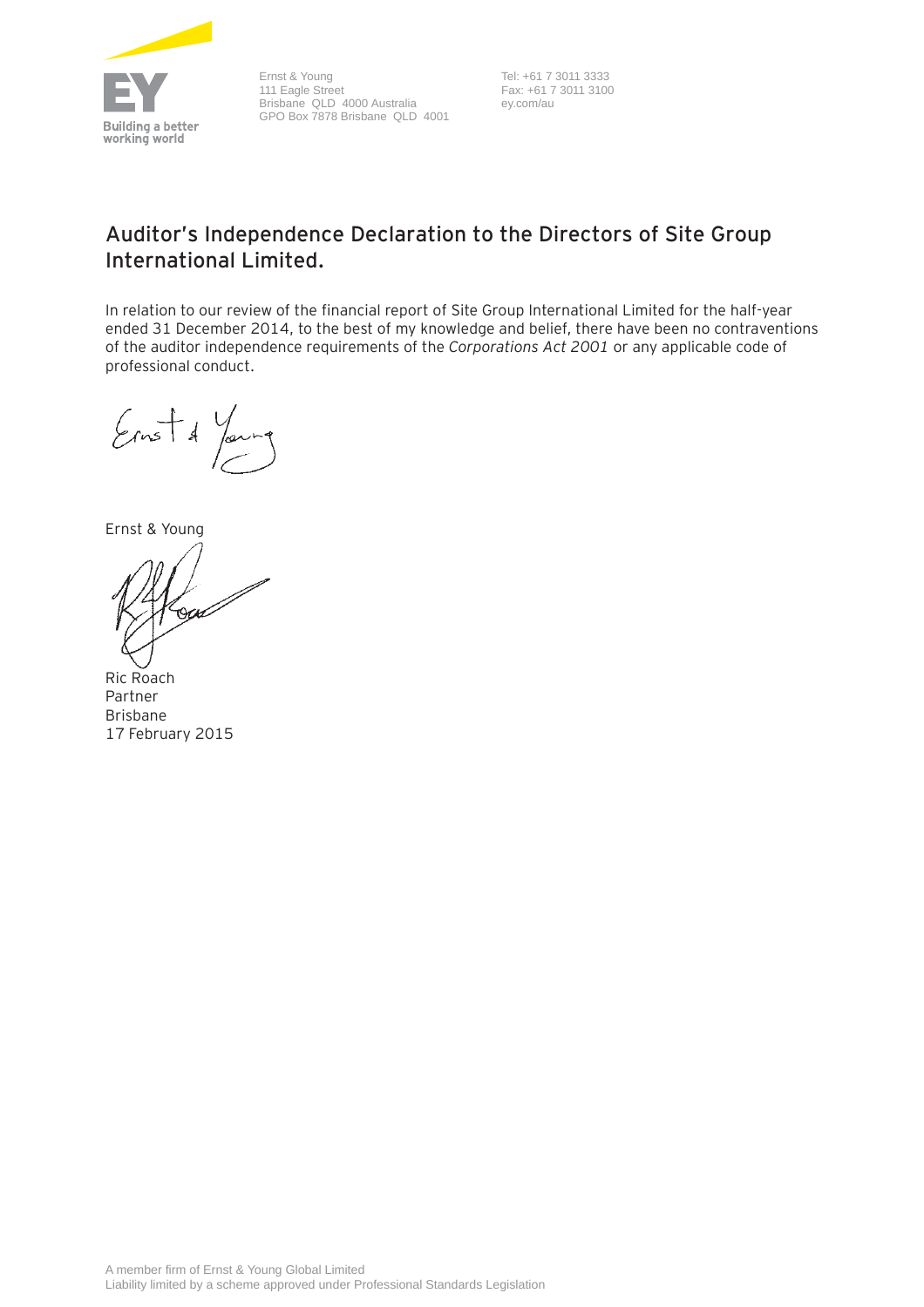Building a better working world

Ernst & Young
111 Eagle Street
Brisbane QLD 4000 Australia
GPO Box 7878 Brisbane QLD 4001

Tel: +61 7 3011 3333
Fax: +61 7 3011 3100
ey.com/au

# Auditor's Independence Declaration to the Directors of Site Group International Limited.

In relation to our review of the financial report of Site Group International Limited for the half-year ended 31 December 2014, to the best of my knowledge and belief, there have been no contraventions of the auditor independence requirements of the *Corporations Act 2001* or any applicable code of professional conduct.

Ernst & Young

Ric Roach
Partner
Brisbane
17 February 2015

A member firm of Ernst & Young Global Limited
Liability limited by a scheme approved under Professional Standards Legislation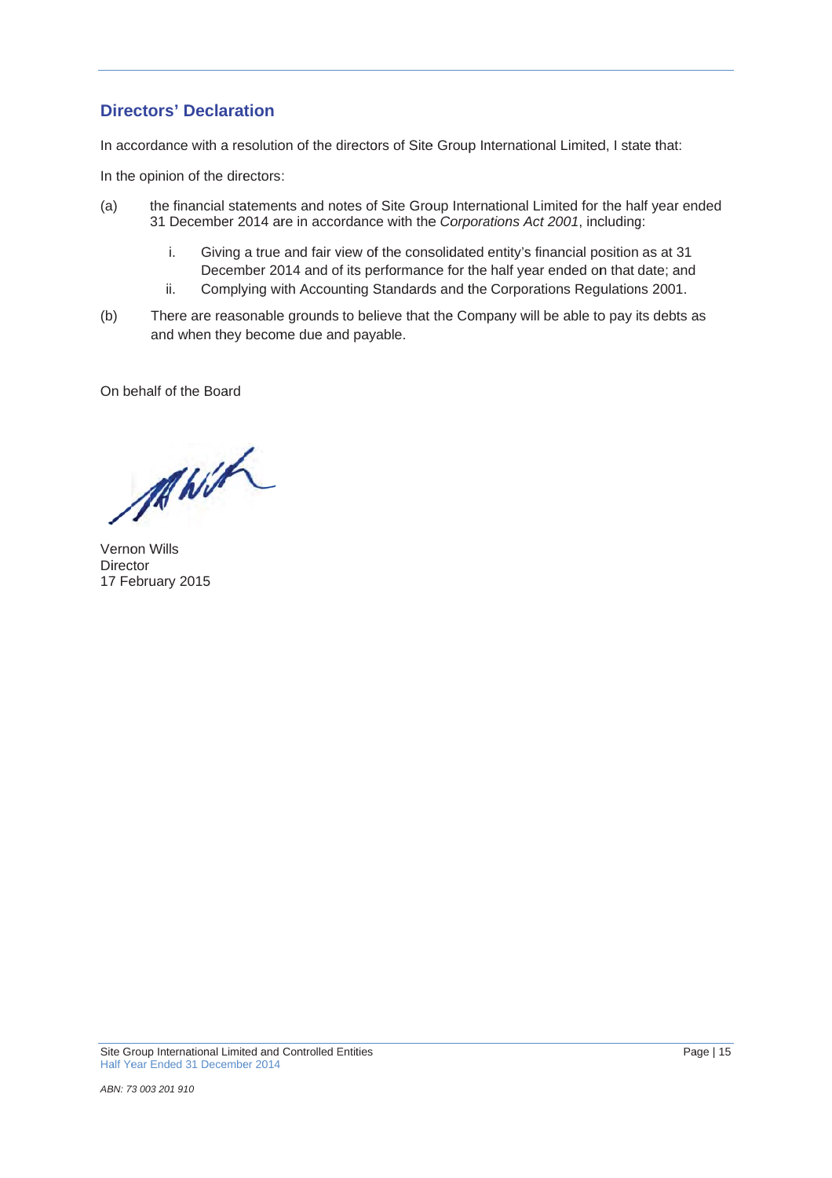## Directors' Declaration

In accordance with a resolution of the directors of Site Group International Limited, I state that:

In the opinion of the directors:

(a) the financial statements and notes of Site Group International Limited for the half year ended 31 December 2014 are in accordance with the *Corporations Act 2001*, including:

   i. Giving a true and fair view of the consolidated entity's financial position as at 31 December 2014 and of its performance for the half year ended on that date; and

   ii. Complying with Accounting Standards and the Corporations Regulations 2001.

(b) There are reasonable grounds to believe that the Company will be able to pay its debts as and when they become due and payable.

On behalf of the Board

Vernon Wills
Director
17 February 2015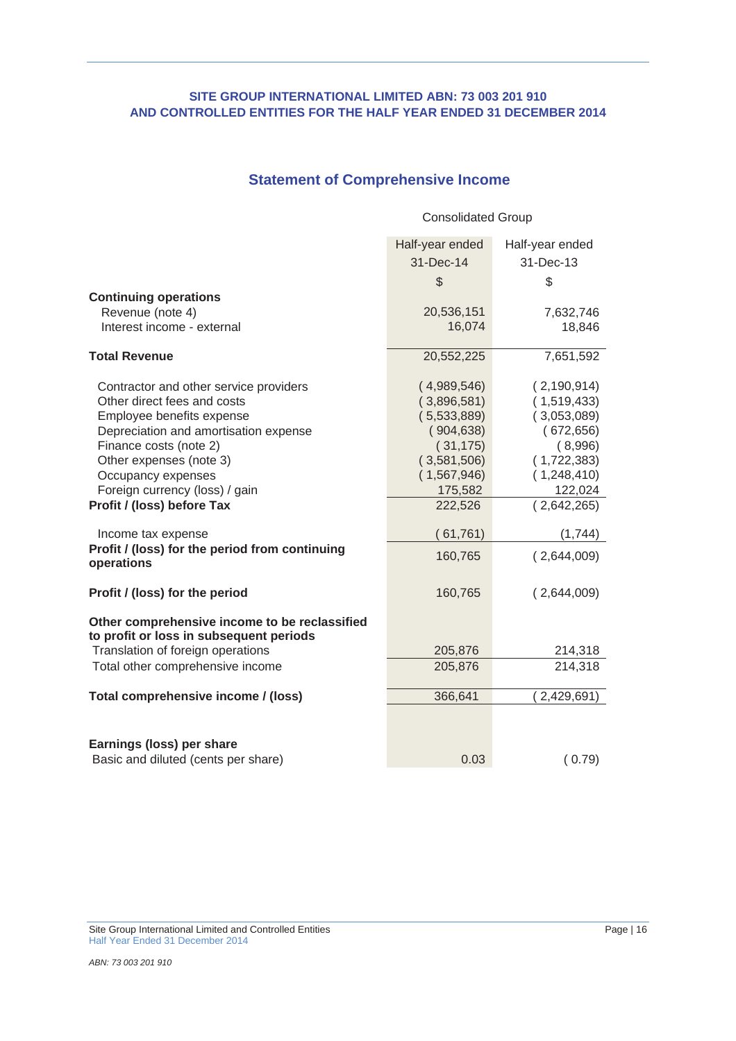**SITE GROUP INTERNATIONAL LIMITED ABN: 73 003 201 910**
**AND CONTROLLED ENTITIES FOR THE HALF YEAR ENDED 31 DECEMBER 2014**

## Statement of Comprehensive Income

| | Consolidated Group | |
|---|---|---|
| | Half-year ended 31-Dec-14 $ | Half-year ended 31-Dec-13 $ |
| **Continuing operations** | | |
| Revenue (note 4) | 20,536,151 | 7,632,746 |
| Interest income - external | 16,074 | 18,846 |
| **Total Revenue** | 20,552,225 | 7,651,592 |
| Contractor and other service providers | ( 4,989,546) | ( 2,190,914) |
| Other direct fees and costs | ( 3,896,581) | ( 1,519,433) |
| Employee benefits expense | ( 5,533,889) | ( 3,053,089) |
| Depreciation and amortisation expense | ( 904,638) | ( 672,656) |
| Finance costs (note 2) | ( 31,175) | ( 8,996) |
| Other expenses (note 3) | ( 3,581,506) | ( 1,722,383) |
| Occupancy expenses | ( 1,567,946) | ( 1,248,410) |
| Foreign currency (loss) / gain | 175,582 | 122,024 |
| **Profit / (loss) before Tax** | 222,526 | ( 2,642,265) |
| Income tax expense | ( 61,761) | (1,744) |
| **Profit / (loss) for the period from continuing operations** | 160,765 | ( 2,644,009) |
| **Profit / (loss) for the period** | 160,765 | ( 2,644,009) |
| **Other comprehensive income to be reclassified to profit or loss in subsequent periods** | | |
| Translation of foreign operations | 205,876 | 214,318 |
| Total other comprehensive income | 205,876 | 214,318 |
| **Total comprehensive income / (loss)** | 366,641 | ( 2,429,691) |
| **Earnings (loss) per share** | | |
| Basic and diluted (cents per share) | 0.03 | ( 0.79) |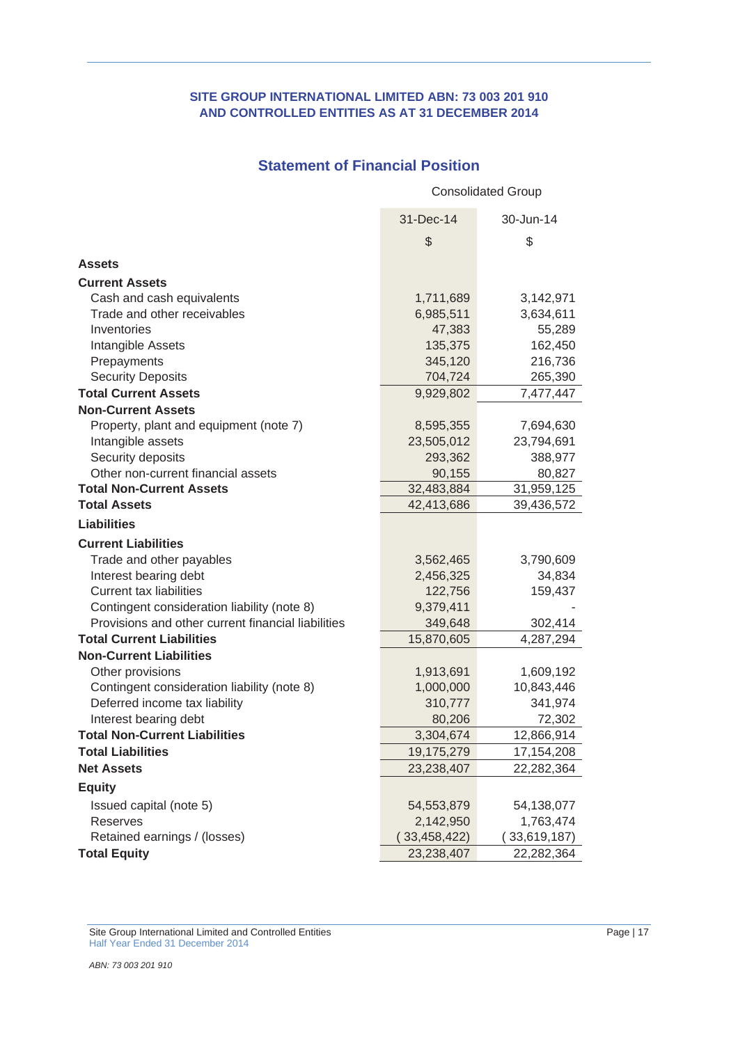**SITE GROUP INTERNATIONAL LIMITED ABN: 73 003 201 910**
**AND CONTROLLED ENTITIES AS AT 31 DECEMBER 2014**

## Statement of Financial Position

| | Consolidated Group | |
|---|---|---|
| | 31-Dec-14 | 30-Jun-14 |
| | $ | $ |
| **Assets** | | |
| **Current Assets** | | |
| Cash and cash equivalents | 1,711,689 | 3,142,971 |
| Trade and other receivables | 6,985,511 | 3,634,611 |
| Inventories | 47,383 | 55,289 |
| Intangible Assets | 135,375 | 162,450 |
| Prepayments | 345,120 | 216,736 |
| Security Deposits | 704,724 | 265,390 |
| **Total Current Assets** | 9,929,802 | 7,477,447 |
| **Non-Current Assets** | | |
| Property, plant and equipment (note 7) | 8,595,355 | 7,694,630 |
| Intangible assets | 23,505,012 | 23,794,691 |
| Security deposits | 293,362 | 388,977 |
| Other non-current financial assets | 90,155 | 80,827 |
| **Total Non-Current Assets** | 32,483,884 | 31,959,125 |
| **Total Assets** | 42,413,686 | 39,436,572 |
| **Liabilities** | | |
| **Current Liabilities** | | |
| Trade and other payables | 3,562,465 | 3,790,609 |
| Interest bearing debt | 2,456,325 | 34,834 |
| Current tax liabilities | 122,756 | 159,437 |
| Contingent consideration liability (note 8) | 9,379,411 | - |
| Provisions and other current financial liabilities | 349,648 | 302,414 |
| **Total Current Liabilities** | 15,870,605 | 4,287,294 |
| **Non-Current Liabilities** | | |
| Other provisions | 1,913,691 | 1,609,192 |
| Contingent consideration liability (note 8) | 1,000,000 | 10,843,446 |
| Deferred income tax liability | 310,777 | 341,974 |
| Interest bearing debt | 80,206 | 72,302 |
| **Total Non-Current Liabilities** | 3,304,674 | 12,866,914 |
| **Total Liabilities** | 19,175,279 | 17,154,208 |
| **Net Assets** | 23,238,407 | 22,282,364 |
| **Equity** | | |
| Issued capital (note 5) | 54,553,879 | 54,138,077 |
| Reserves | 2,142,950 | 1,763,474 |
| Retained earnings / (losses) | (33,458,422) | (33,619,187) |
| **Total Equity** | 23,238,407 | 22,282,364 |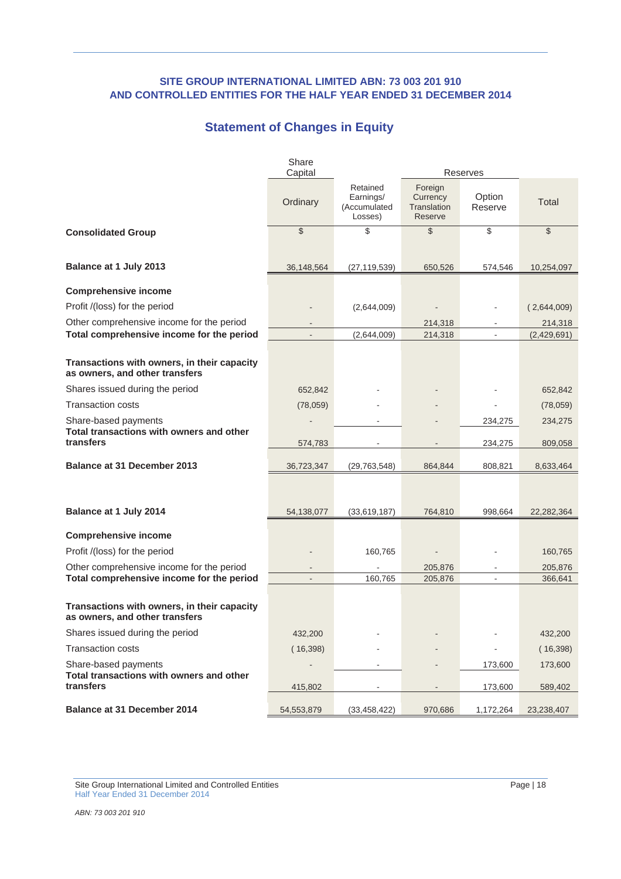**SITE GROUP INTERNATIONAL LIMITED ABN: 73 003 201 910**
**AND CONTROLLED ENTITIES FOR THE HALF YEAR ENDED 31 DECEMBER 2014**

## Statement of Changes in Equity

| | Share Capital | | Reserves | | |
|---|---|---|---|---|---|
| | Ordinary | Retained Earnings/ (Accumulated Losses) | Foreign Currency Translation Reserve | Option Reserve | Total |
| **Consolidated Group** | $ | $ | $ | $ | $ |
| **Balance at 1 July 2013** | 36,148,564 | (27,119,539) | 650,526 | 574,546 | 10,254,097 |
| **Comprehensive income** | | | | | |
| Profit /(loss) for the period | - | (2,644,009) | - | - | ( 2,644,009) |
| Other comprehensive income for the period | - | | 214,318 | - | 214,318 |
| **Total comprehensive income for the period** | - | (2,644,009) | 214,318 | - | (2,429,691) |
| **Transactions with owners, in their capacity as owners, and other transfers** | | | | | |
| Shares issued during the period | 652,842 | - | - | - | 652,842 |
| Transaction costs | (78,059) | - | - | - | (78,059) |
| Share-based payments | - | - | - | 234,275 | 234,275 |
| **Total transactions with owners and other transfers** | 574,783 | - | - | 234,275 | 809,058 |
| **Balance at 31 December 2013** | 36,723,347 | (29,763,548) | 864,844 | 808,821 | 8,633,464 |
| | | | | | |
| **Balance at 1 July 2014** | 54,138,077 | (33,619,187) | 764,810 | 998,664 | 22,282,364 |
| **Comprehensive income** | | | | | |
| Profit /(loss) for the period | - | 160,765 | - | - | 160,765 |
| Other comprehensive income for the period | - | - | 205,876 | - | 205,876 |
| **Total comprehensive income for the period** | - | 160,765 | 205,876 | - | 366,641 |
| **Transactions with owners, in their capacity as owners, and other transfers** | | | | | |
| Shares issued during the period | 432,200 | - | - | - | 432,200 |
| Transaction costs | ( 16,398) | - | - | - | ( 16,398) |
| Share-based payments | - | - | - | 173,600 | 173,600 |
| **Total transactions with owners and other transfers** | 415,802 | - | - | 173,600 | 589,402 |
| **Balance at 31 December 2014** | 54,553,879 | (33,458,422) | 970,686 | 1,172,264 | 23,238,407 |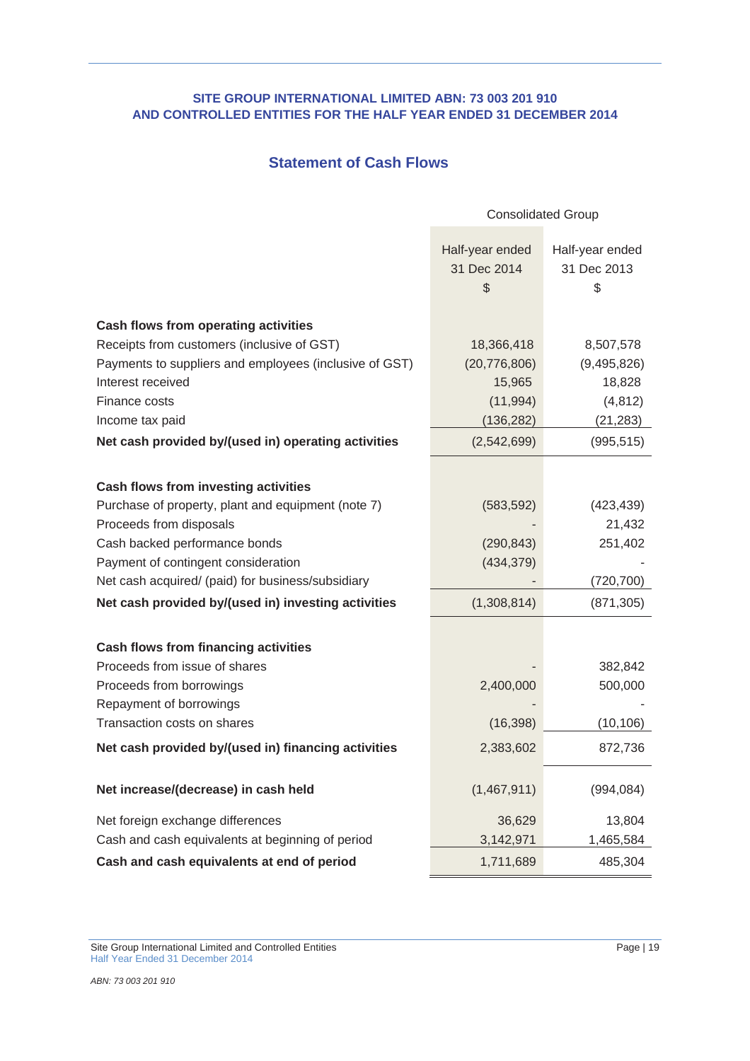**SITE GROUP INTERNATIONAL LIMITED ABN: 73 003 201 910**
**AND CONTROLLED ENTITIES FOR THE HALF YEAR ENDED 31 DECEMBER 2014**

## Statement of Cash Flows

| | Consolidated Group | |
|---|---|---|
| | Half-year ended 31 Dec 2014 $ | Half-year ended 31 Dec 2013 $ |
| **Cash flows from operating activities** | | |
| Receipts from customers (inclusive of GST) | 18,366,418 | 8,507,578 |
| Payments to suppliers and employees (inclusive of GST) | (20,776,806) | (9,495,826) |
| Interest received | 15,965 | 18,828 |
| Finance costs | (11,994) | (4,812) |
| Income tax paid | (136,282) | (21,283) |
| **Net cash provided by/(used in) operating activities** | (2,542,699) | (995,515) |
| **Cash flows from investing activities** | | |
| Purchase of property, plant and equipment (note 7) | (583,592) | (423,439) |
| Proceeds from disposals | - | 21,432 |
| Cash backed performance bonds | (290,843) | 251,402 |
| Payment of contingent consideration | (434,379) | - |
| Net cash acquired/ (paid) for business/subsidiary | - | (720,700) |
| **Net cash provided by/(used in) investing activities** | (1,308,814) | (871,305) |
| **Cash flows from financing activities** | | |
| Proceeds from issue of shares | - | 382,842 |
| Proceeds from borrowings | 2,400,000 | 500,000 |
| Repayment of borrowings | - | - |
| Transaction costs on shares | (16,398) | (10,106) |
| **Net cash provided by/(used in) financing activities** | 2,383,602 | 872,736 |
| **Net increase/(decrease) in cash held** | (1,467,911) | (994,084) |
| Net foreign exchange differences | 36,629 | 13,804 |
| Cash and cash equivalents at beginning of period | 3,142,971 | 1,465,584 |
| **Cash and cash equivalents at end of period** | 1,711,689 | 485,304 |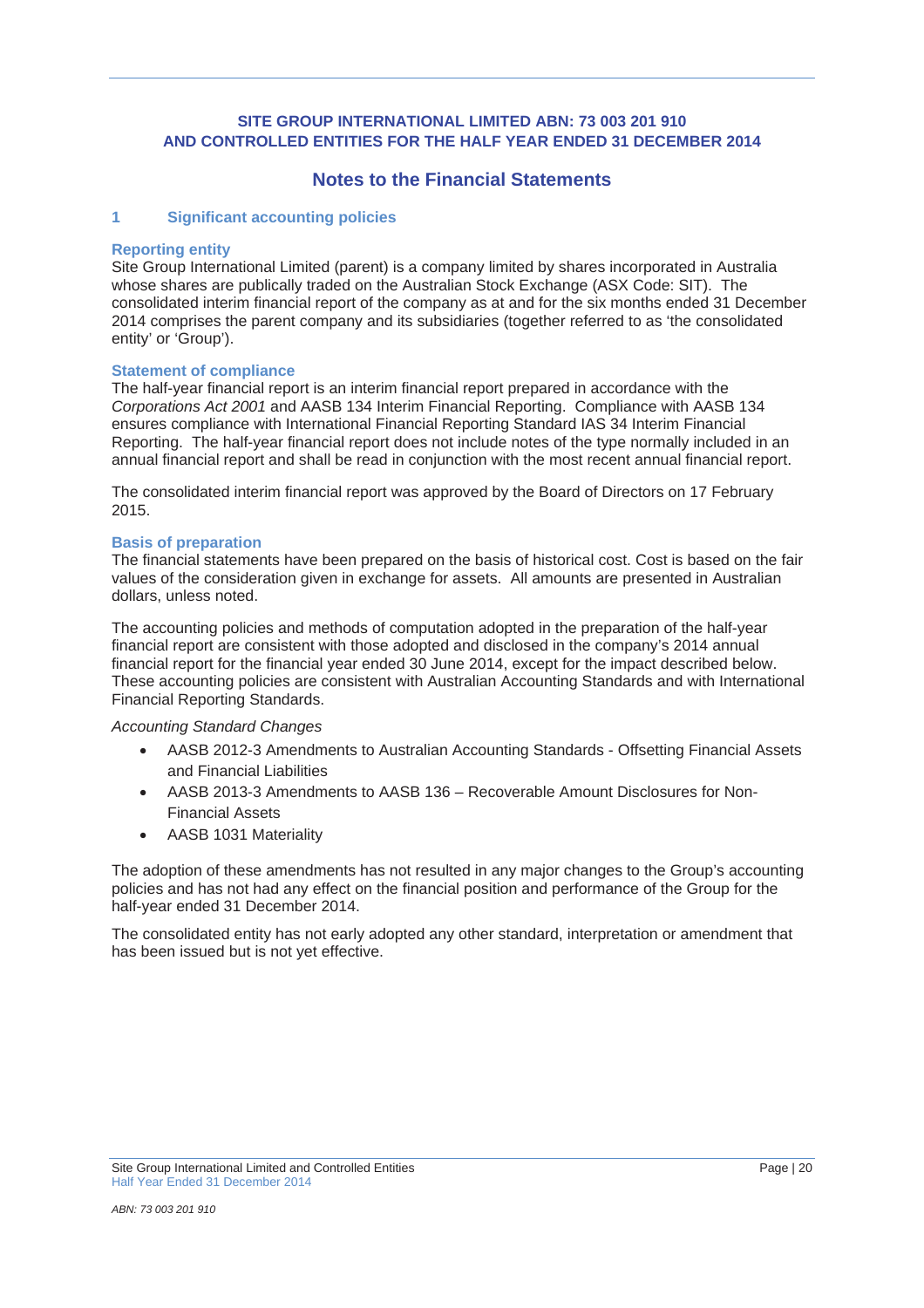**SITE GROUP INTERNATIONAL LIMITED ABN: 73 003 201 910**
**AND CONTROLLED ENTITIES FOR THE HALF YEAR ENDED 31 DECEMBER 2014**

# Notes to the Financial Statements

## 1 Significant accounting policies

### Reporting entity

Site Group International Limited (parent) is a company limited by shares incorporated in Australia whose shares are publically traded on the Australian Stock Exchange (ASX Code: SIT). The consolidated interim financial report of the company as at and for the six months ended 31 December 2014 comprises the parent company and its subsidiaries (together referred to as 'the consolidated entity' or 'Group').

### Statement of compliance

The half-year financial report is an interim financial report prepared in accordance with the *Corporations Act 2001* and AASB 134 Interim Financial Reporting. Compliance with AASB 134 ensures compliance with International Financial Reporting Standard IAS 34 Interim Financial Reporting. The half-year financial report does not include notes of the type normally included in an annual financial report and shall be read in conjunction with the most recent annual financial report.

The consolidated interim financial report was approved by the Board of Directors on 17 February 2015.

### Basis of preparation

The financial statements have been prepared on the basis of historical cost. Cost is based on the fair values of the consideration given in exchange for assets. All amounts are presented in Australian dollars, unless noted.

The accounting policies and methods of computation adopted in the preparation of the half-year financial report are consistent with those adopted and disclosed in the company's 2014 annual financial report for the financial year ended 30 June 2014, except for the impact described below. These accounting policies are consistent with Australian Accounting Standards and with International Financial Reporting Standards.

*Accounting Standard Changes*

- AASB 2012-3 Amendments to Australian Accounting Standards - Offsetting Financial Assets and Financial Liabilities
- AASB 2013-3 Amendments to AASB 136 – Recoverable Amount Disclosures for Non-Financial Assets
- AASB 1031 Materiality

The adoption of these amendments has not resulted in any major changes to the Group's accounting policies and has not had any effect on the financial position and performance of the Group for the half-year ended 31 December 2014.

The consolidated entity has not early adopted any other standard, interpretation or amendment that has been issued but is not yet effective.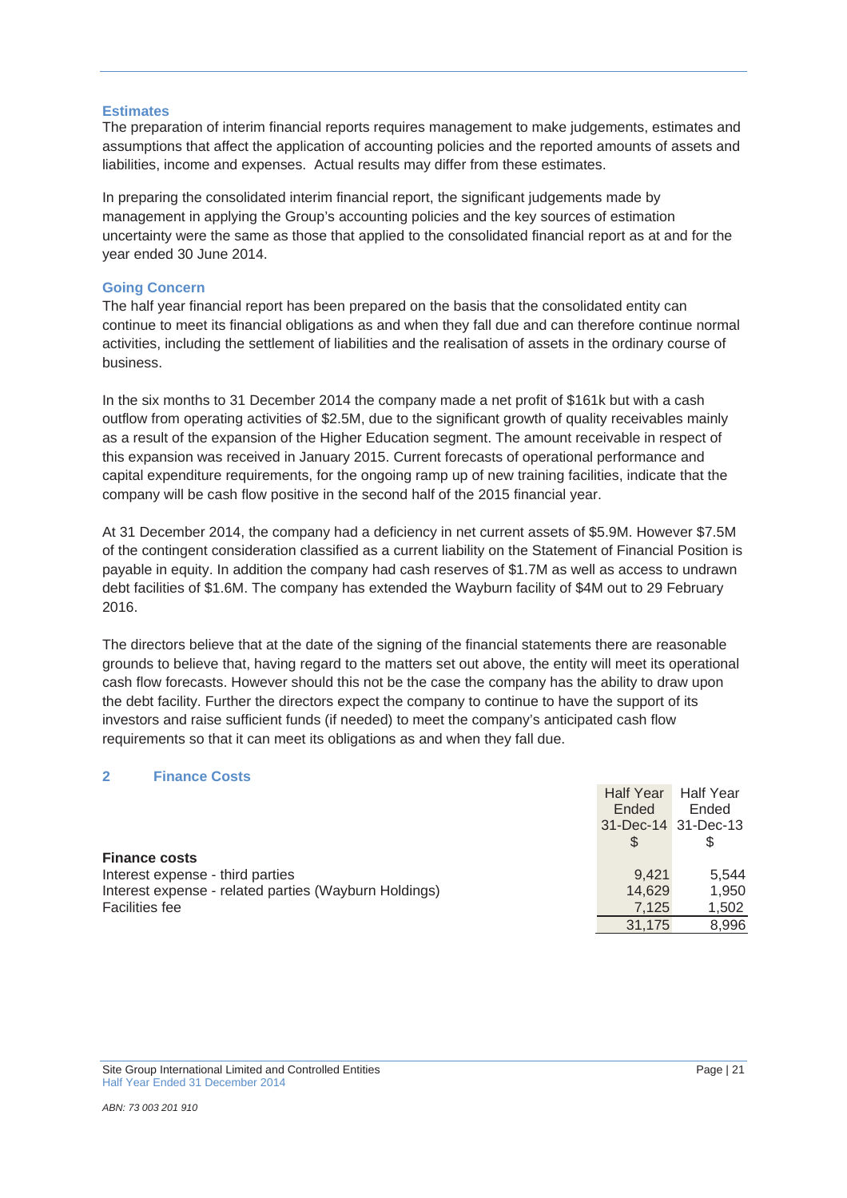### Estimates

The preparation of interim financial reports requires management to make judgements, estimates and assumptions that affect the application of accounting policies and the reported amounts of assets and liabilities, income and expenses. Actual results may differ from these estimates.

In preparing the consolidated interim financial report, the significant judgements made by management in applying the Group's accounting policies and the key sources of estimation uncertainty were the same as those that applied to the consolidated financial report as at and for the year ended 30 June 2014.

### Going Concern

The half year financial report has been prepared on the basis that the consolidated entity can continue to meet its financial obligations as and when they fall due and can therefore continue normal activities, including the settlement of liabilities and the realisation of assets in the ordinary course of business.

In the six months to 31 December 2014 the company made a net profit of $161k but with a cash outflow from operating activities of $2.5M, due to the significant growth of quality receivables mainly as a result of the expansion of the Higher Education segment. The amount receivable in respect of this expansion was received in January 2015. Current forecasts of operational performance and capital expenditure requirements, for the ongoing ramp up of new training facilities, indicate that the company will be cash flow positive in the second half of the 2015 financial year.

At 31 December 2014, the company had a deficiency in net current assets of $5.9M. However $7.5M of the contingent consideration classified as a current liability on the Statement of Financial Position is payable in equity. In addition the company had cash reserves of $1.7M as well as access to undrawn debt facilities of $1.6M. The company has extended the Wayburn facility of $4M out to 29 February 2016.

The directors believe that at the date of the signing of the financial statements there are reasonable grounds to believe that, having regard to the matters set out above, the entity will meet its operational cash flow forecasts. However should this not be the case the company has the ability to draw upon the debt facility. Further the directors expect the company to continue to have the support of its investors and raise sufficient funds (if needed) to meet the company's anticipated cash flow requirements so that it can meet its obligations as and when they fall due.

## 2 Finance Costs

| | Half Year Ended 31-Dec-14 $ | Half Year Ended 31-Dec-13 $ |
|---|---|---|
| **Finance costs** | | |
| Interest expense - third parties | 9,421 | 5,544 |
| Interest expense - related parties (Wayburn Holdings) | 14,629 | 1,950 |
| Facilities fee | 7,125 | 1,502 |
| | 31,175 | 8,996 |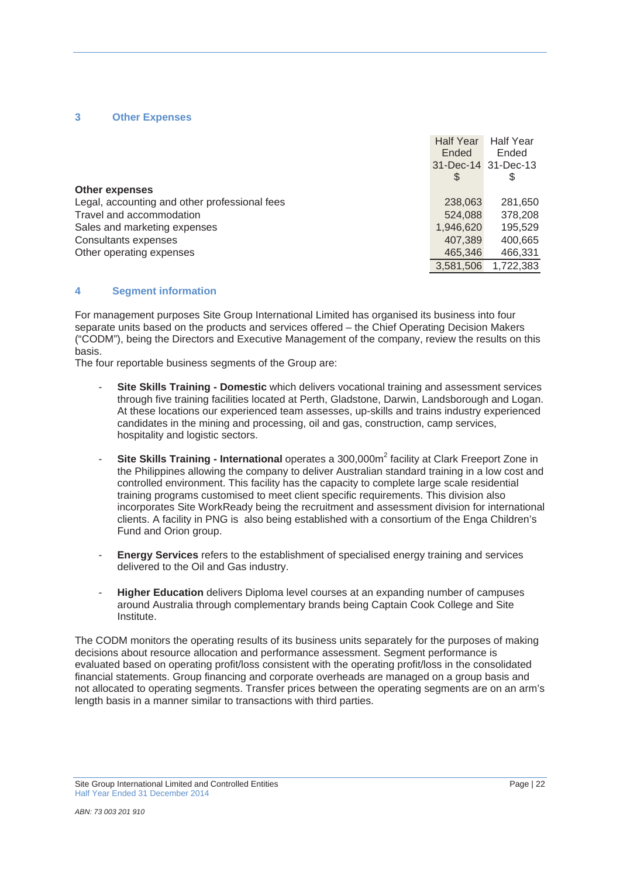## 3 Other Expenses

| | Half Year Ended 31-Dec-14 $ | Half Year Ended 31-Dec-13 $ |
|---|---|---|
| **Other expenses** | | |
| Legal, accounting and other professional fees | 238,063 | 281,650 |
| Travel and accommodation | 524,088 | 378,208 |
| Sales and marketing expenses | 1,946,620 | 195,529 |
| Consultants expenses | 407,389 | 400,665 |
| Other operating expenses | 465,346 | 466,331 |
| | 3,581,506 | 1,722,383 |

## 4 Segment information

For management purposes Site Group International Limited has organised its business into four separate units based on the products and services offered – the Chief Operating Decision Makers ("CODM"), being the Directors and Executive Management of the company, review the results on this basis.

The four reportable business segments of the Group are:

- **Site Skills Training - Domestic** which delivers vocational training and assessment services through five training facilities located at Perth, Gladstone, Darwin, Landsborough and Logan. At these locations our experienced team assesses, up-skills and trains industry experienced candidates in the mining and processing, oil and gas, construction, camp services, hospitality and logistic sectors.

- **Site Skills Training - International** operates a 300,000m$^2$ facility at Clark Freeport Zone in the Philippines allowing the company to deliver Australian standard training in a low cost and controlled environment. This facility has the capacity to complete large scale residential training programs customised to meet client specific requirements. This division also incorporates Site WorkReady being the recruitment and assessment division for international clients. A facility in PNG is also being established with a consortium of the Enga Children's Fund and Orion group.

- **Energy Services** refers to the establishment of specialised energy training and services delivered to the Oil and Gas industry.

- **Higher Education** delivers Diploma level courses at an expanding number of campuses around Australia through complementary brands being Captain Cook College and Site Institute.

The CODM monitors the operating results of its business units separately for the purposes of making decisions about resource allocation and performance assessment. Segment performance is evaluated based on operating profit/loss consistent with the operating profit/loss in the consolidated financial statements. Group financing and corporate overheads are managed on a group basis and not allocated to operating segments. Transfer prices between the operating segments are on an arm's length basis in a manner similar to transactions with third parties.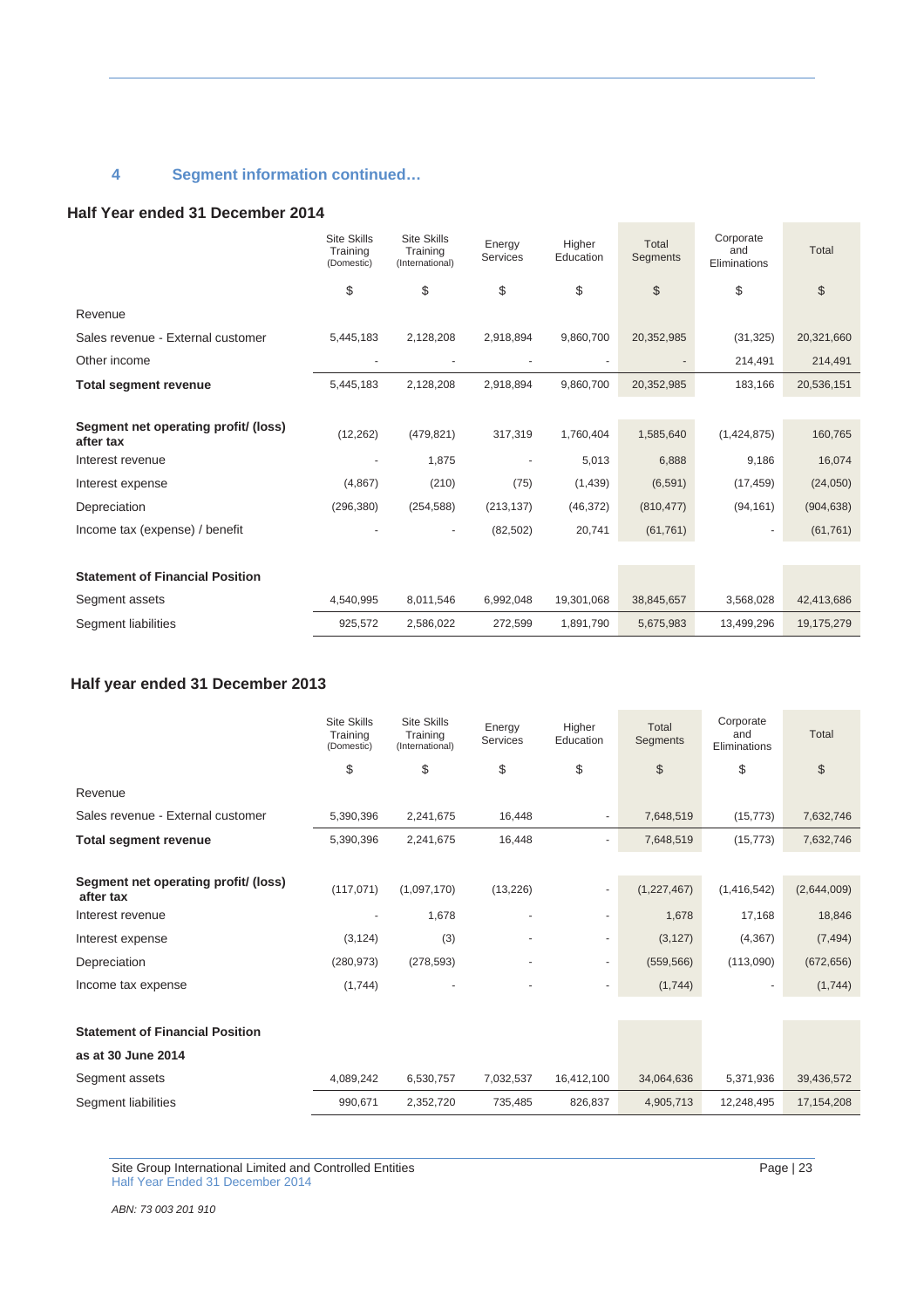## 4 Segment information continued…

### Half Year ended 31 December 2014

| | Site Skills Training (Domestic) | Site Skills Training (International) | Energy Services | Higher Education | Total Segments | Corporate and Eliminations | Total |
|---|---|---|---|---|---|---|---|
| | $ | $ | $ | $ | $ | $ | $ |
| Revenue | | | | | | | |
| Sales revenue - External customer | 5,445,183 | 2,128,208 | 2,918,894 | 9,860,700 | 20,352,985 | (31,325) | 20,321,660 |
| Other income | - | - | - | - | - | 214,491 | 214,491 |
| **Total segment revenue** | 5,445,183 | 2,128,208 | 2,918,894 | 9,860,700 | 20,352,985 | 183,166 | 20,536,151 |
| **Segment net operating profit/ (loss) after tax** | (12,262) | (479,821) | 317,319 | 1,760,404 | 1,585,640 | (1,424,875) | 160,765 |
| Interest revenue | - | 1,875 | - | 5,013 | 6,888 | 9,186 | 16,074 |
| Interest expense | (4,867) | (210) | (75) | (1,439) | (6,591) | (17,459) | (24,050) |
| Depreciation | (296,380) | (254,588) | (213,137) | (46,372) | (810,477) | (94,161) | (904,638) |
| Income tax (expense) / benefit | - | - | (82,502) | 20,741 | (61,761) | - | (61,761) |
| **Statement of Financial Position** | | | | | | | |
| Segment assets | 4,540,995 | 8,011,546 | 6,992,048 | 19,301,068 | 38,845,657 | 3,568,028 | 42,413,686 |
| Segment liabilities | 925,572 | 2,586,022 | 272,599 | 1,891,790 | 5,675,983 | 13,499,296 | 19,175,279 |

### Half year ended 31 December 2013

| | Site Skills Training (Domestic) | Site Skills Training (International) | Energy Services | Higher Education | Total Segments | Corporate and Eliminations | Total |
|---|---|---|---|---|---|---|---|
| | $ | $ | $ | $ | $ | $ | $ |
| Revenue | | | | | | | |
| Sales revenue - External customer | 5,390,396 | 2,241,675 | 16,448 | - | 7,648,519 | (15,773) | 7,632,746 |
| **Total segment revenue** | 5,390,396 | 2,241,675 | 16,448 | - | 7,648,519 | (15,773) | 7,632,746 |
| **Segment net operating profit/ (loss) after tax** | (117,071) | (1,097,170) | (13,226) | - | (1,227,467) | (1,416,542) | (2,644,009) |
| Interest revenue | - | 1,678 | - | - | 1,678 | 17,168 | 18,846 |
| Interest expense | (3,124) | (3) | - | - | (3,127) | (4,367) | (7,494) |
| Depreciation | (280,973) | (278,593) | - | - | (559,566) | (113,090) | (672,656) |
| Income tax expense | (1,744) | - | - | - | (1,744) | - | (1,744) |
| **Statement of Financial Position** | | | | | | | |
| **as at 30 June 2014** | | | | | | | |
| Segment assets | 4,089,242 | 6,530,757 | 7,032,537 | 16,412,100 | 34,064,636 | 5,371,936 | 39,436,572 |
| Segment liabilities | 990,671 | 2,352,720 | 735,485 | 826,837 | 4,905,713 | 12,248,495 | 17,154,208 |

Site Group International Limited and Controlled Entities
Half Year Ended 31 December 2014

*ABN: 73 003 201 910*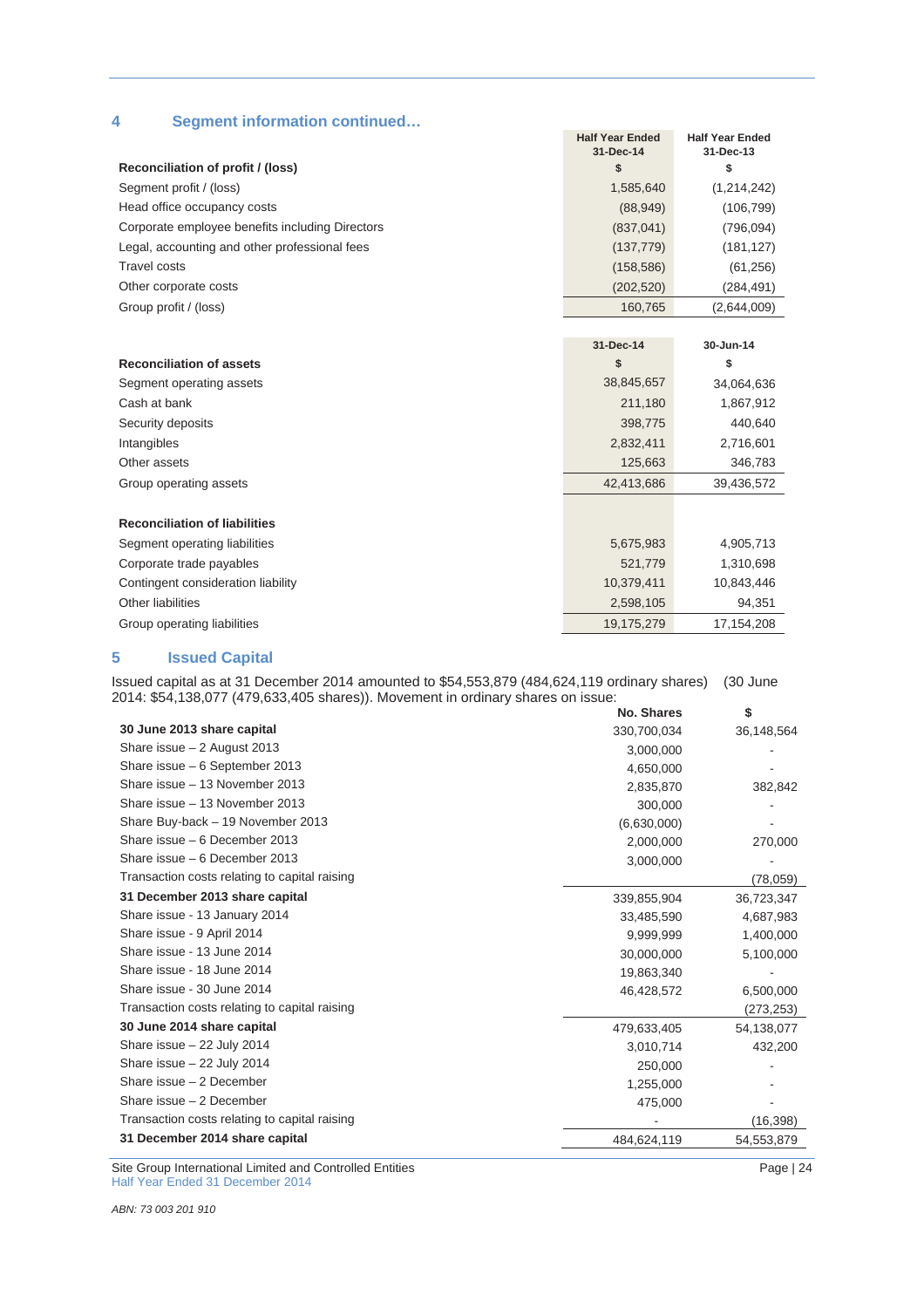## 4 Segment information continued…

| Reconciliation of profit / (loss) | Half Year Ended 31-Dec-14 $ | Half Year Ended 31-Dec-13 $ |
|---|---|---|
| Segment profit / (loss) | 1,585,640 | (1,214,242) |
| Head office occupancy costs | (88,949) | (106,799) |
| Corporate employee benefits including Directors | (837,041) | (796,094) |
| Legal, accounting and other professional fees | (137,779) | (181,127) |
| Travel costs | (158,586) | (61,256) |
| Other corporate costs | (202,520) | (284,491) |
| Group profit / (loss) | 160,765 | (2,644,009) |

| Reconciliation of assets | 31-Dec-14 $ | 30-Jun-14 $ |
|---|---|---|
| Segment operating assets | 38,845,657 | 34,064,636 |
| Cash at bank | 211,180 | 1,867,912 |
| Security deposits | 398,775 | 440,640 |
| Intangibles | 2,832,411 | 2,716,601 |
| Other assets | 125,663 | 346,783 |
| Group operating assets | 42,413,686 | 39,436,572 |
| | | |
| **Reconciliation of liabilities** | | |
| Segment operating liabilities | 5,675,983 | 4,905,713 |
| Corporate trade payables | 521,779 | 1,310,698 |
| Contingent consideration liability | 10,379,411 | 10,843,446 |
| Other liabilities | 2,598,105 | 94,351 |
| Group operating liabilities | 19,175,279 | 17,154,208 |

## 5 Issued Capital

Issued capital as at 31 December 2014 amounted to $54,553,879 (484,624,119 ordinary shares) (30 June 2014: $54,138,077 (479,633,405 shares)). Movement in ordinary shares on issue:

| | No. Shares | $ |
|---|---|---|
| **30 June 2013 share capital** | 330,700,034 | 36,148,564 |
| Share issue – 2 August 2013 | 3,000,000 | - |
| Share issue – 6 September 2013 | 4,650,000 | - |
| Share issue – 13 November 2013 | 2,835,870 | 382,842 |
| Share issue – 13 November 2013 | 300,000 | - |
| Share Buy-back – 19 November 2013 | (6,630,000) | - |
| Share issue – 6 December 2013 | 2,000,000 | 270,000 |
| Share issue – 6 December 2013 | 3,000,000 | - |
| Transaction costs relating to capital raising | | (78,059) |
| **31 December 2013 share capital** | 339,855,904 | 36,723,347 |
| Share issue - 13 January 2014 | 33,485,590 | 4,687,983 |
| Share issue - 9 April 2014 | 9,999,999 | 1,400,000 |
| Share issue - 13 June 2014 | 30,000,000 | 5,100,000 |
| Share issue - 18 June 2014 | 19,863,340 | - |
| Share issue - 30 June 2014 | 46,428,572 | 6,500,000 |
| Transaction costs relating to capital raising | | (273,253) |
| **30 June 2014 share capital** | 479,633,405 | 54,138,077 |
| Share issue – 22 July 2014 | 3,010,714 | 432,200 |
| Share issue – 22 July 2014 | 250,000 | - |
| Share issue – 2 December | 1,255,000 | - |
| Share issue – 2 December | 475,000 | - |
| Transaction costs relating to capital raising | - | (16,398) |
| **31 December 2014 share capital** | 484,624,119 | 54,553,879 |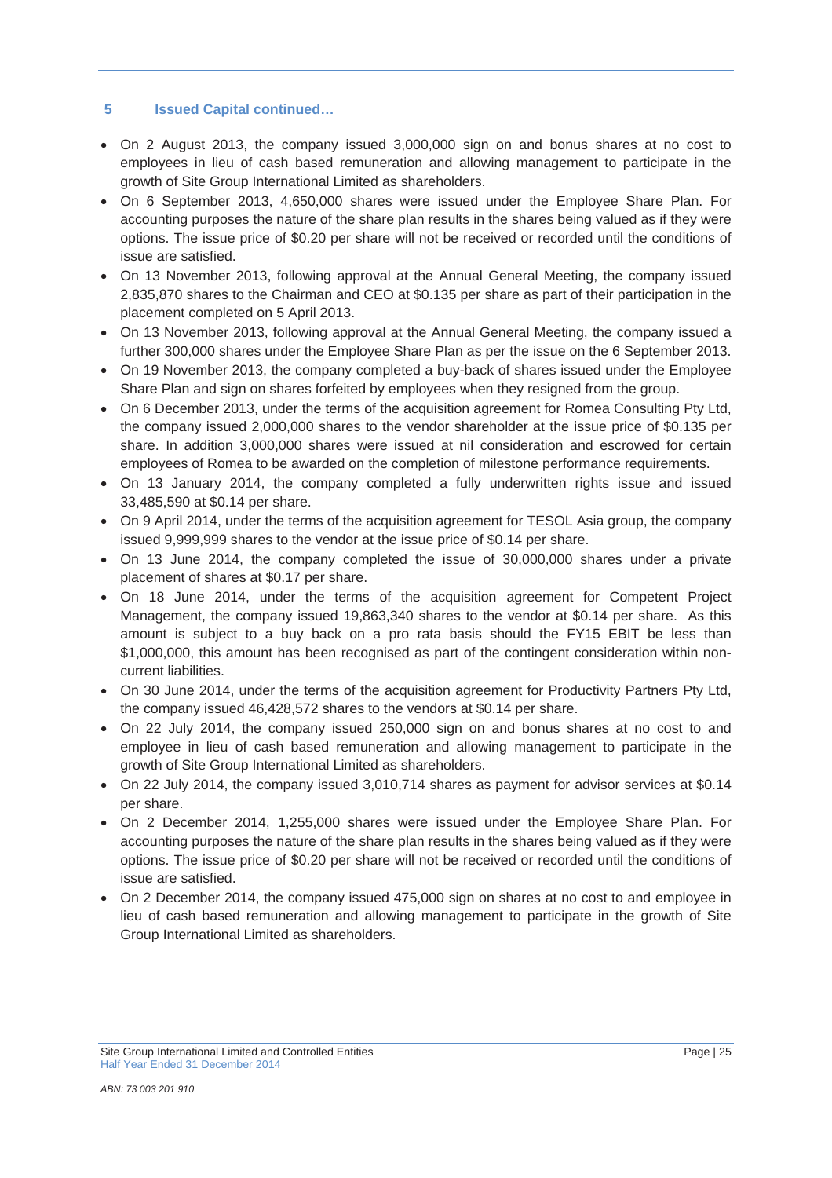## 5 Issued Capital continued…

- On 2 August 2013, the company issued 3,000,000 sign on and bonus shares at no cost to employees in lieu of cash based remuneration and allowing management to participate in the growth of Site Group International Limited as shareholders.
- On 6 September 2013, 4,650,000 shares were issued under the Employee Share Plan. For accounting purposes the nature of the share plan results in the shares being valued as if they were options. The issue price of $0.20 per share will not be received or recorded until the conditions of issue are satisfied.
- On 13 November 2013, following approval at the Annual General Meeting, the company issued 2,835,870 shares to the Chairman and CEO at $0.135 per share as part of their participation in the placement completed on 5 April 2013.
- On 13 November 2013, following approval at the Annual General Meeting, the company issued a further 300,000 shares under the Employee Share Plan as per the issue on the 6 September 2013.
- On 19 November 2013, the company completed a buy-back of shares issued under the Employee Share Plan and sign on shares forfeited by employees when they resigned from the group.
- On 6 December 2013, under the terms of the acquisition agreement for Romea Consulting Pty Ltd, the company issued 2,000,000 shares to the vendor shareholder at the issue price of $0.135 per share. In addition 3,000,000 shares were issued at nil consideration and escrowed for certain employees of Romea to be awarded on the completion of milestone performance requirements.
- On 13 January 2014, the company completed a fully underwritten rights issue and issued 33,485,590 at $0.14 per share.
- On 9 April 2014, under the terms of the acquisition agreement for TESOL Asia group, the company issued 9,999,999 shares to the vendor at the issue price of $0.14 per share.
- On 13 June 2014, the company completed the issue of 30,000,000 shares under a private placement of shares at $0.17 per share.
- On 18 June 2014, under the terms of the acquisition agreement for Competent Project Management, the company issued 19,863,340 shares to the vendor at $0.14 per share. As this amount is subject to a buy back on a pro rata basis should the FY15 EBIT be less than $1,000,000, this amount has been recognised as part of the contingent consideration within non-current liabilities.
- On 30 June 2014, under the terms of the acquisition agreement for Productivity Partners Pty Ltd, the company issued 46,428,572 shares to the vendors at $0.14 per share.
- On 22 July 2014, the company issued 250,000 sign on and bonus shares at no cost to and employee in lieu of cash based remuneration and allowing management to participate in the growth of Site Group International Limited as shareholders.
- On 22 July 2014, the company issued 3,010,714 shares as payment for advisor services at $0.14 per share.
- On 2 December 2014, 1,255,000 shares were issued under the Employee Share Plan. For accounting purposes the nature of the share plan results in the shares being valued as if they were options. The issue price of $0.20 per share will not be received or recorded until the conditions of issue are satisfied.
- On 2 December 2014, the company issued 475,000 sign on shares at no cost to and employee in lieu of cash based remuneration and allowing management to participate in the growth of Site Group International Limited as shareholders.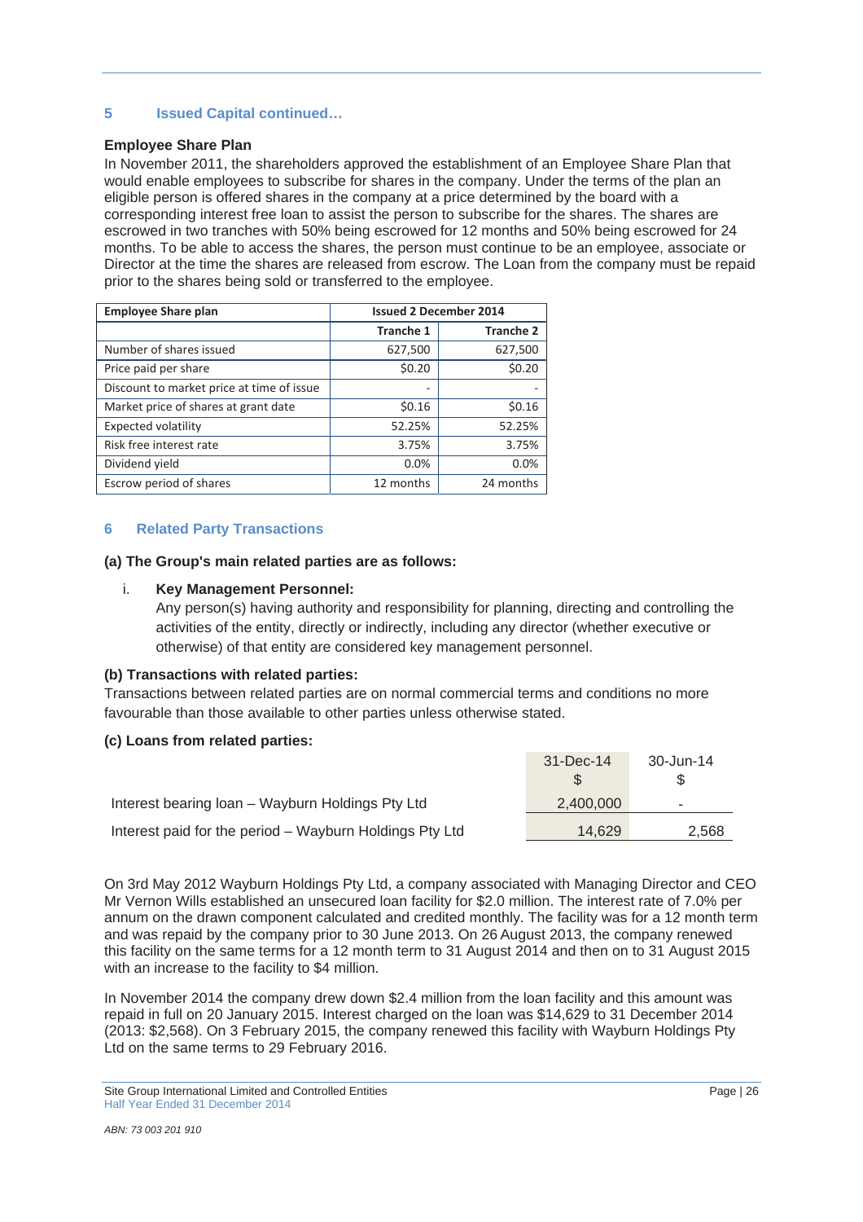## 5 Issued Capital continued…

### Employee Share Plan

In November 2011, the shareholders approved the establishment of an Employee Share Plan that would enable employees to subscribe for shares in the company. Under the terms of the plan an eligible person is offered shares in the company at a price determined by the board with a corresponding interest free loan to assist the person to subscribe for the shares. The shares are escrowed in two tranches with 50% being escrowed for 12 months and 50% being escrowed for 24 months. To be able to access the shares, the person must continue to be an employee, associate or Director at the time the shares are released from escrow. The Loan from the company must be repaid prior to the shares being sold or transferred to the employee.

| Employee Share plan | Issued 2 December 2014 | |
|---|---|---|
| | Tranche 1 | Tranche 2 |
| Number of shares issued | 627,500 | 627,500 |
| Price paid per share | $0.20 | $0.20 |
| Discount to market price at time of issue | - | - |
| Market price of shares at grant date | $0.16 | $0.16 |
| Expected volatility | 52.25% | 52.25% |
| Risk free interest rate | 3.75% | 3.75% |
| Dividend yield | 0.0% | 0.0% |
| Escrow period of shares | 12 months | 24 months |

## 6 Related Party Transactions

**(a) The Group's main related parties are as follows:**

i. **Key Management Personnel:**
Any person(s) having authority and responsibility for planning, directing and controlling the activities of the entity, directly or indirectly, including any director (whether executive or otherwise) of that entity are considered key management personnel.

**(b) Transactions with related parties:**

Transactions between related parties are on normal commercial terms and conditions no more favourable than those available to other parties unless otherwise stated.

**(c) Loans from related parties:**

| | 31-Dec-14 $ | 30-Jun-14 $ |
|---|---|---|
| Interest bearing loan – Wayburn Holdings Pty Ltd | 2,400,000 | - |
| Interest paid for the period – Wayburn Holdings Pty Ltd | 14,629 | 2,568 |

On 3rd May 2012 Wayburn Holdings Pty Ltd, a company associated with Managing Director and CEO Mr Vernon Wills established an unsecured loan facility for $2.0 million. The interest rate of 7.0% per annum on the drawn component calculated and credited monthly. The facility was for a 12 month term and was repaid by the company prior to 30 June 2013. On 26 August 2013, the company renewed this facility on the same terms for a 12 month term to 31 August 2014 and then on to 31 August 2015 with an increase to the facility to $4 million.

In November 2014 the company drew down $2.4 million from the loan facility and this amount was repaid in full on 20 January 2015. Interest charged on the loan was $14,629 to 31 December 2014 (2013: $2,568). On 3 February 2015, the company renewed this facility with Wayburn Holdings Pty Ltd on the same terms to 29 February 2016.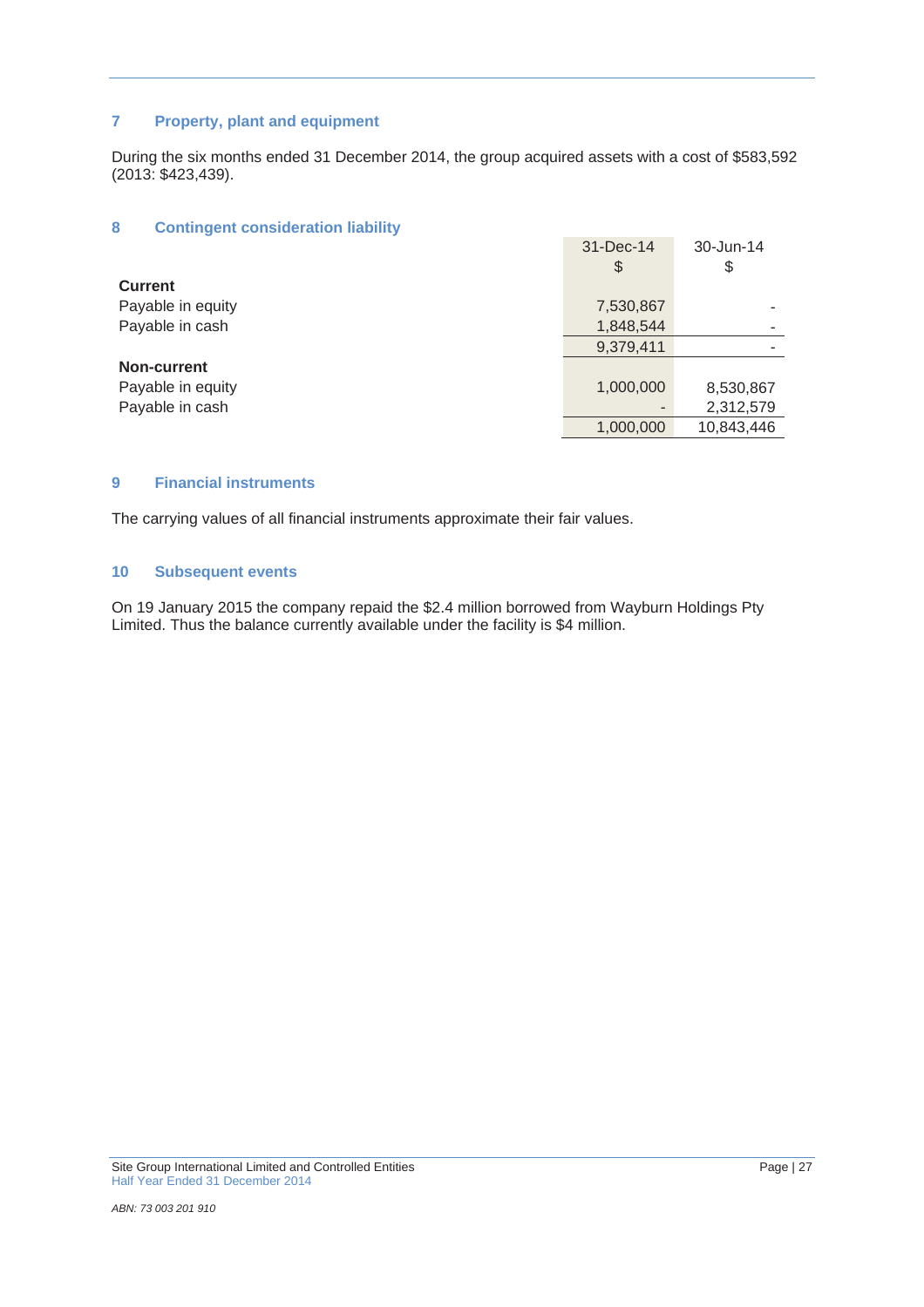## 7 Property, plant and equipment

During the six months ended 31 December 2014, the group acquired assets with a cost of $583,592 (2013: $423,439).

## 8 Contingent consideration liability

| | 31-Dec-14 | 30-Jun-14 |
|---|---|---|
| | $ | $ |
| **Current** | | |
| Payable in equity | 7,530,867 | - |
| Payable in cash | 1,848,544 | - |
| | 9,379,411 | - |
| **Non-current** | | |
| Payable in equity | 1,000,000 | 8,530,867 |
| Payable in cash | - | 2,312,579 |
| | 1,000,000 | 10,843,446 |

## 9 Financial instruments

The carrying values of all financial instruments approximate their fair values.

## 10 Subsequent events

On 19 January 2015 the company repaid the $2.4 million borrowed from Wayburn Holdings Pty Limited. Thus the balance currently available under the facility is $4 million.